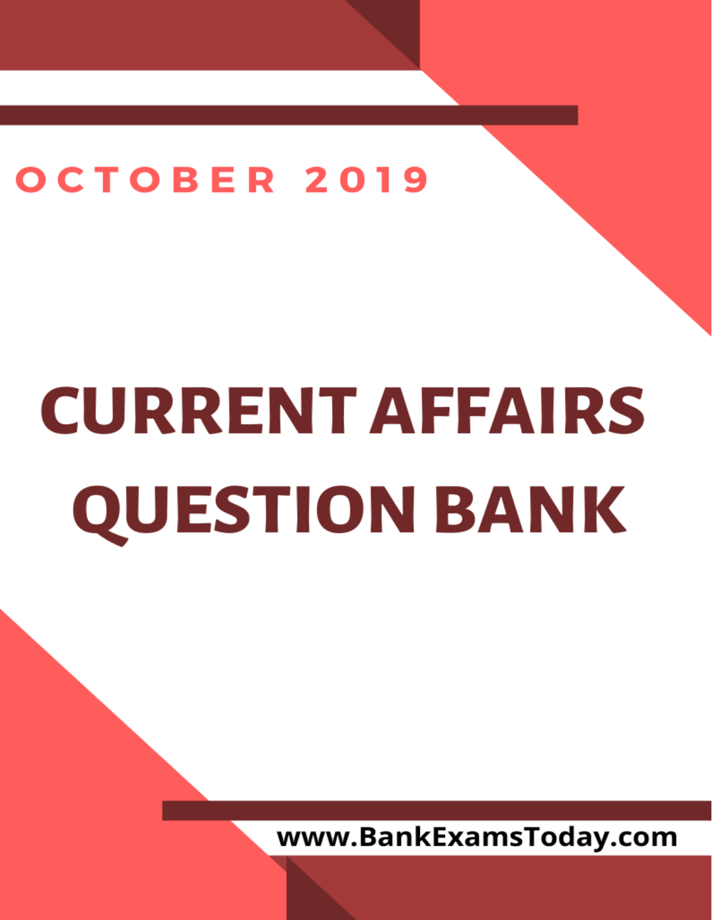OCTOBER 2019

# CURRENT AFFAIRS QUESTION BANK

www.BankExamsToday.com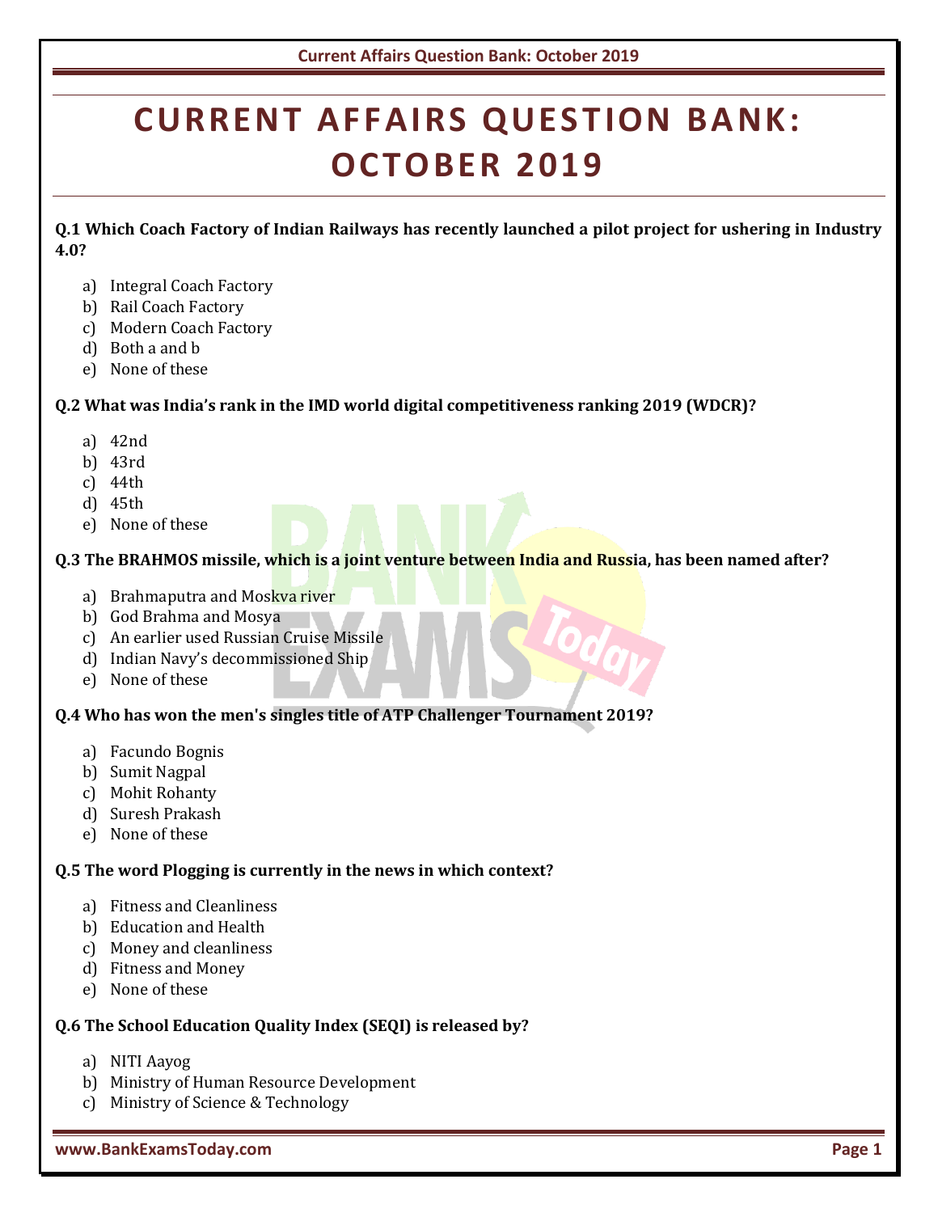# CURRENT AFFAIRS QUESTION BANK: OCTOBER 2019

**Q.1 Which Coach Factory of Indian Railways has recently launched a pilot project for ushering in Industry 4.0?**

a) Integral Coach Factory
b) Rail Coach Factory
c) Modern Coach Factory
d) Both a and b
e) None of these

**Q.2 What was India's rank in the IMD world digital competitiveness ranking 2019 (WDCR)?**

a) 42nd
b) 43rd
c) 44th
d) 45th
e) None of these

**Q.3 The BRAHMOS missile, which is a joint venture between India and Russia, has been named after?**

a) Brahmaputra and Moskva river
b) God Brahma and Mosya
c) An earlier used Russian Cruise Missile
d) Indian Navy's decommissioned Ship
e) None of these

**Q.4 Who has won the men's singles title of ATP Challenger Tournament 2019?**

a) Facundo Bognis
b) Sumit Nagpal
c) Mohit Rohanty
d) Suresh Prakash
e) None of these

**Q.5 The word Plogging is currently in the news in which context?**

a) Fitness and Cleanliness
b) Education and Health
c) Money and cleanliness
d) Fitness and Money
e) None of these

**Q.6 The School Education Quality Index (SEQI) is released by?**

a) NITI Aayog
b) Ministry of Human Resource Development
c) Ministry of Science & Technology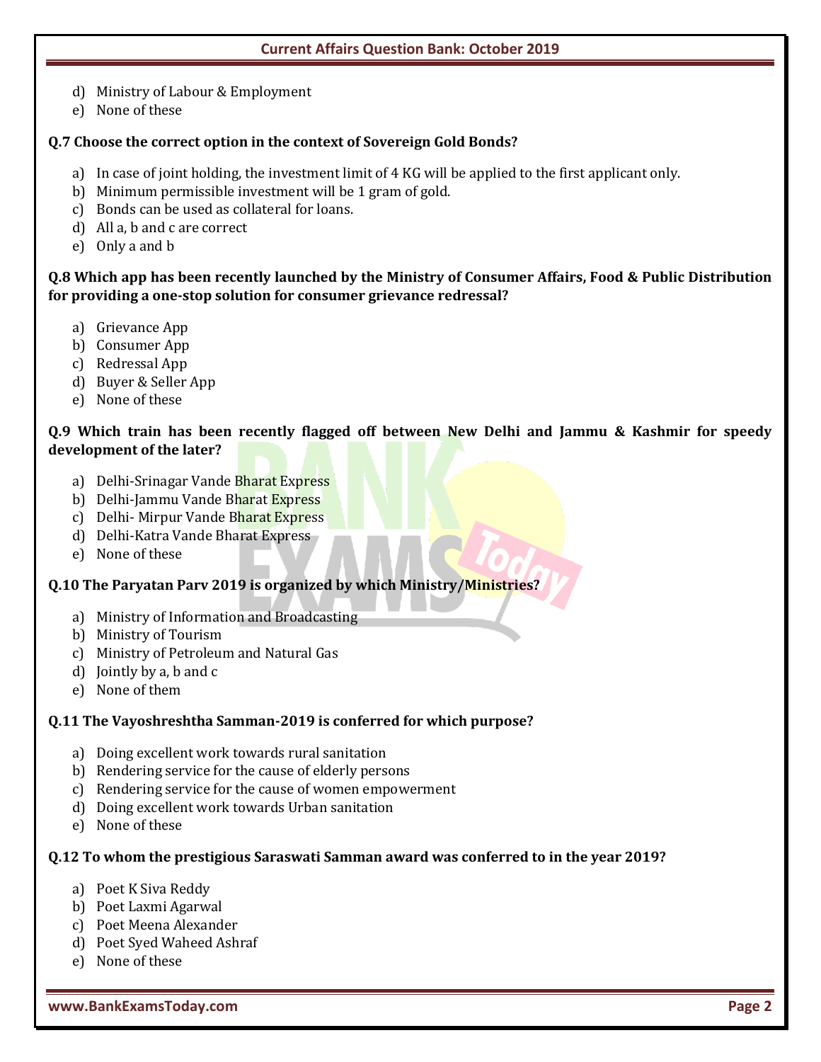d) Ministry of Labour & Employment
e) None of these

**Q.7 Choose the correct option in the context of Sovereign Gold Bonds?**

a) In case of joint holding, the investment limit of 4 KG will be applied to the first applicant only.
b) Minimum permissible investment will be 1 gram of gold.
c) Bonds can be used as collateral for loans.
d) All a, b and c are correct
e) Only a and b

**Q.8 Which app has been recently launched by the Ministry of Consumer Affairs, Food & Public Distribution for providing a one-stop solution for consumer grievance redressal?**

a) Grievance App
b) Consumer App
c) Redressal App
d) Buyer & Seller App
e) None of these

**Q.9 Which train has been recently flagged off between New Delhi and Jammu & Kashmir for speedy development of the later?**

a) Delhi-Srinagar Vande Bharat Express
b) Delhi-Jammu Vande Bharat Express
c) Delhi- Mirpur Vande Bharat Express
d) Delhi-Katra Vande Bharat Express
e) None of these

**Q.10 The Paryatan Parv 2019 is organized by which Ministry/Ministries?**

a) Ministry of Information and Broadcasting
b) Ministry of Tourism
c) Ministry of Petroleum and Natural Gas
d) Jointly by a, b and c
e) None of them

**Q.11 The Vayoshreshtha Samman-2019 is conferred for which purpose?**

a) Doing excellent work towards rural sanitation
b) Rendering service for the cause of elderly persons
c) Rendering service for the cause of women empowerment
d) Doing excellent work towards Urban sanitation
e) None of these

**Q.12 To whom the prestigious Saraswati Samman award was conferred to in the year 2019?**

a) Poet K Siva Reddy
b) Poet Laxmi Agarwal
c) Poet Meena Alexander
d) Poet Syed Waheed Ashraf
e) None of these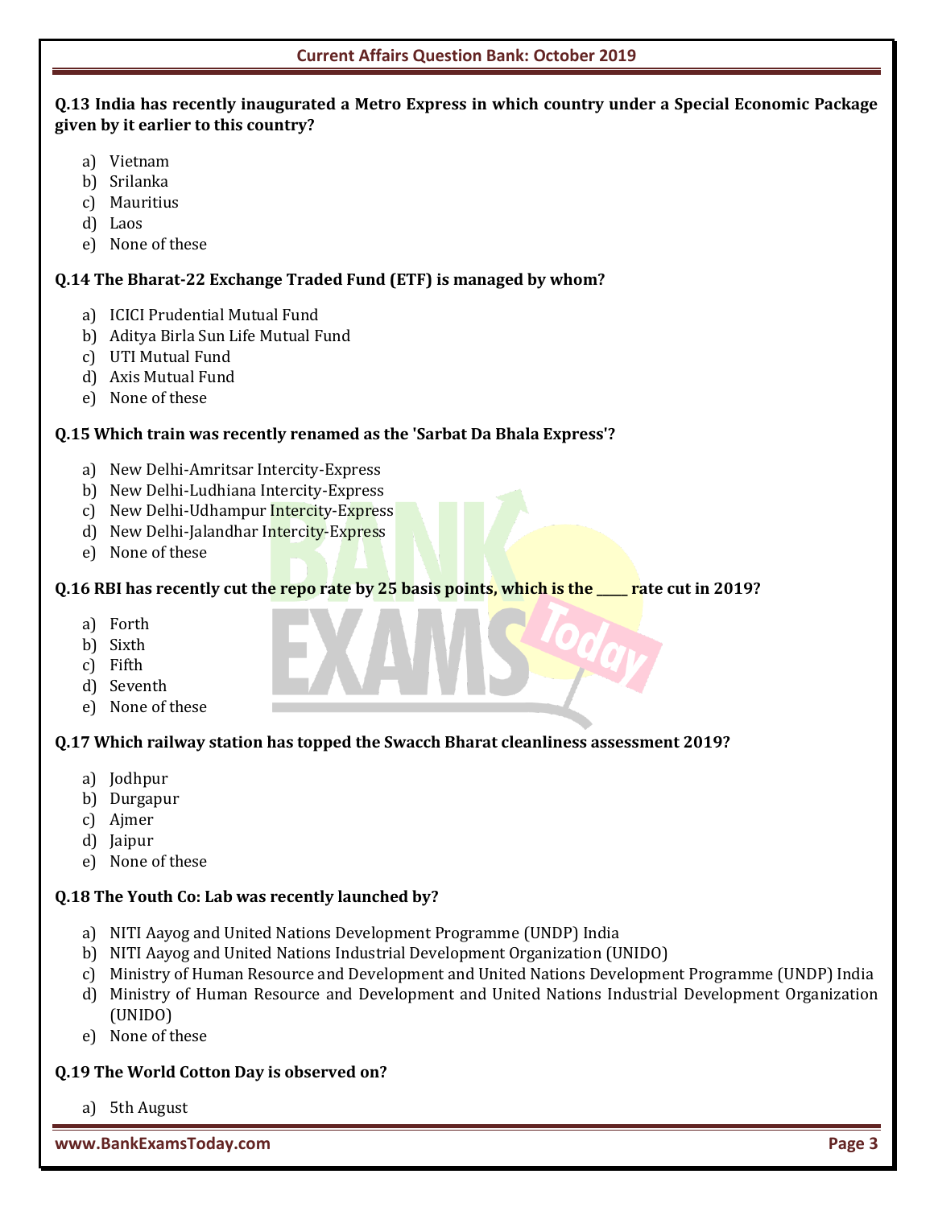**Q.13 India has recently inaugurated a Metro Express in which country under a Special Economic Package given by it earlier to this country?**

a) Vietnam
b) Srilanka
c) Mauritius
d) Laos
e) None of these

**Q.14 The Bharat-22 Exchange Traded Fund (ETF) is managed by whom?**

a) ICICI Prudential Mutual Fund
b) Aditya Birla Sun Life Mutual Fund
c) UTI Mutual Fund
d) Axis Mutual Fund
e) None of these

**Q.15 Which train was recently renamed as the 'Sarbat Da Bhala Express'?**

a) New Delhi-Amritsar Intercity-Express
b) New Delhi-Ludhiana Intercity-Express
c) New Delhi-Udhampur Intercity-Express
d) New Delhi-Jalandhar Intercity-Express
e) None of these

**Q.16 RBI has recently cut the repo rate by 25 basis points, which is the ____ rate cut in 2019?**

a) Forth
b) Sixth
c) Fifth
d) Seventh
e) None of these

**Q.17 Which railway station has topped the Swacch Bharat cleanliness assessment 2019?**

a) Jodhpur
b) Durgapur
c) Ajmer
d) Jaipur
e) None of these

**Q.18 The Youth Co: Lab was recently launched by?**

a) NITI Aayog and United Nations Development Programme (UNDP) India
b) NITI Aayog and United Nations Industrial Development Organization (UNIDO)
c) Ministry of Human Resource and Development and United Nations Development Programme (UNDP) India
d) Ministry of Human Resource and Development and United Nations Industrial Development Organization (UNIDO)
e) None of these

**Q.19 The World Cotton Day is observed on?**

a) 5th August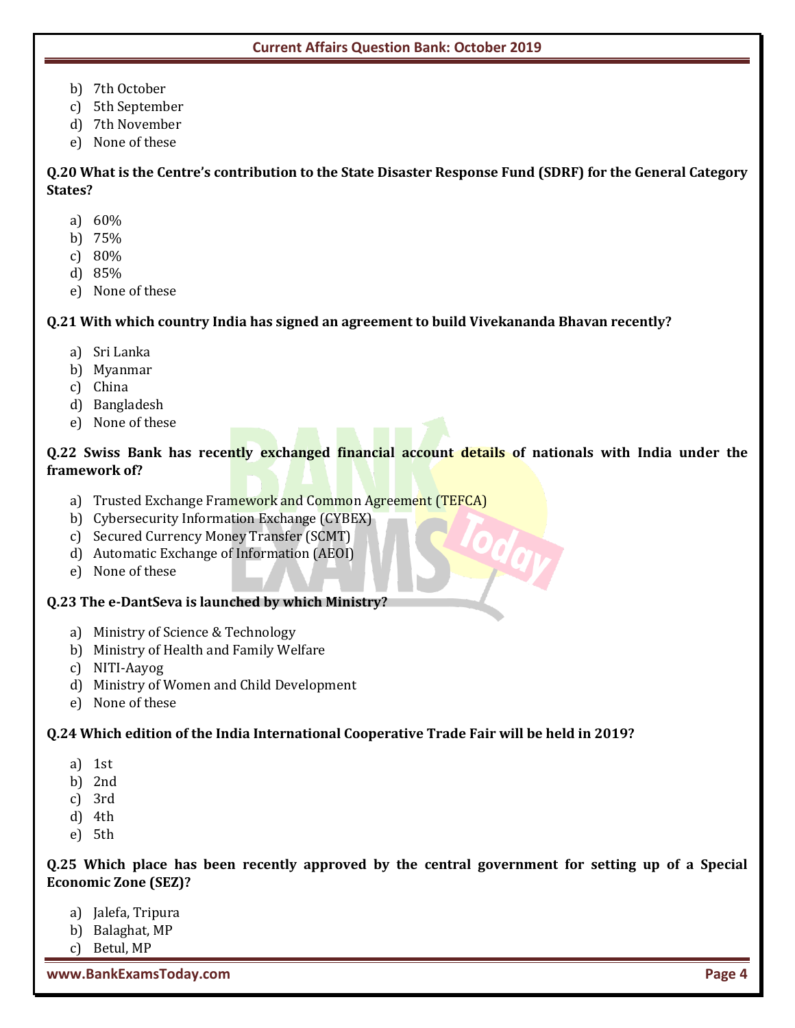b) 7th October
c) 5th September
d) 7th November
e) None of these

**Q.20 What is the Centre's contribution to the State Disaster Response Fund (SDRF) for the General Category States?**

a) 60%
b) 75%
c) 80%
d) 85%
e) None of these

**Q.21 With which country India has signed an agreement to build Vivekananda Bhavan recently?**

a) Sri Lanka
b) Myanmar
c) China
d) Bangladesh
e) None of these

**Q.22 Swiss Bank has recently exchanged financial account details of nationals with India under the framework of?**

a) Trusted Exchange Framework and Common Agreement (TEFCA)
b) Cybersecurity Information Exchange (CYBEX)
c) Secured Currency Money Transfer (SCMT)
d) Automatic Exchange of Information (AEOI)
e) None of these

**Q.23 The e-DantSeva is launched by which Ministry?**

a) Ministry of Science & Technology
b) Ministry of Health and Family Welfare
c) NITI-Aayog
d) Ministry of Women and Child Development
e) None of these

**Q.24 Which edition of the India International Cooperative Trade Fair will be held in 2019?**

a) 1st
b) 2nd
c) 3rd
d) 4th
e) 5th

**Q.25 Which place has been recently approved by the central government for setting up of a Special Economic Zone (SEZ)?**

a) Jalefa, Tripura
b) Balaghat, MP
c) Betul, MP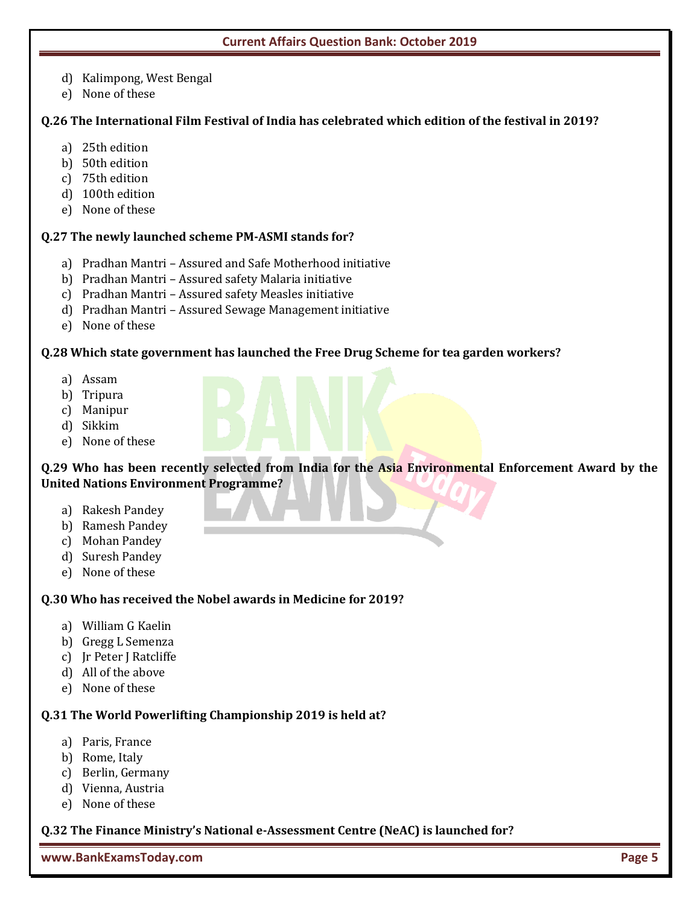d) Kalimpong, West Bengal
e) None of these

**Q.26 The International Film Festival of India has celebrated which edition of the festival in 2019?**

a) 25th edition
b) 50th edition
c) 75th edition
d) 100th edition
e) None of these

**Q.27 The newly launched scheme PM-ASMI stands for?**

a) Pradhan Mantri – Assured and Safe Motherhood initiative
b) Pradhan Mantri – Assured safety Malaria initiative
c) Pradhan Mantri – Assured safety Measles initiative
d) Pradhan Mantri – Assured Sewage Management initiative
e) None of these

**Q.28 Which state government has launched the Free Drug Scheme for tea garden workers?**

a) Assam
b) Tripura
c) Manipur
d) Sikkim
e) None of these

**Q.29 Who has been recently selected from India for the Asia Environmental Enforcement Award by the United Nations Environment Programme?**

a) Rakesh Pandey
b) Ramesh Pandey
c) Mohan Pandey
d) Suresh Pandey
e) None of these

**Q.30 Who has received the Nobel awards in Medicine for 2019?**

a) William G Kaelin
b) Gregg L Semenza
c) Jr Peter J Ratcliffe
d) All of the above
e) None of these

**Q.31 The World Powerlifting Championship 2019 is held at?**

a) Paris, France
b) Rome, Italy
c) Berlin, Germany
d) Vienna, Austria
e) None of these

**Q.32 The Finance Ministry's National e-Assessment Centre (NeAC) is launched for?**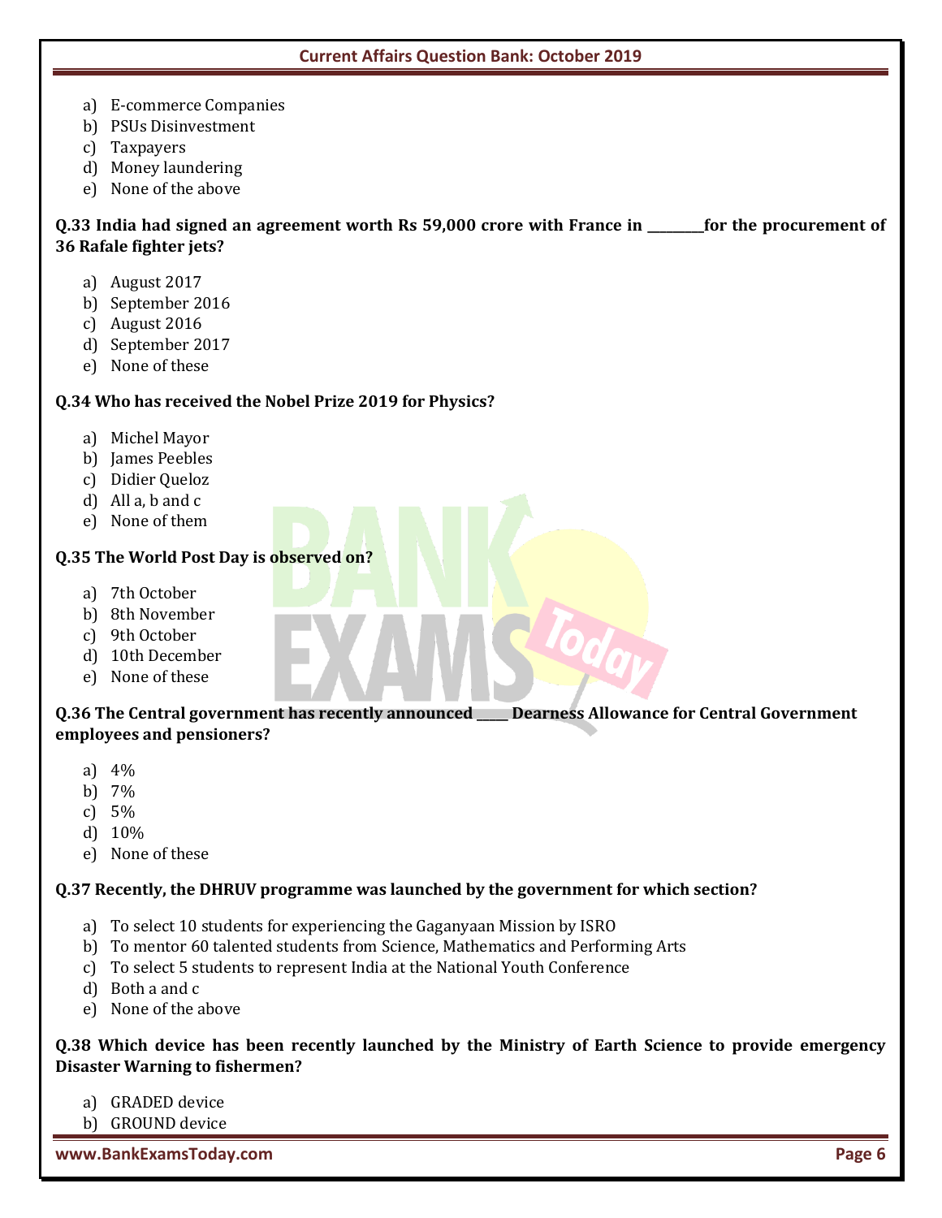a) E-commerce Companies
b) PSUs Disinvestment
c) Taxpayers
d) Money laundering
e) None of the above

**Q.33 India had signed an agreement worth Rs 59,000 crore with France in ________for the procurement of 36 Rafale fighter jets?**

a) August 2017
b) September 2016
c) August 2016
d) September 2017
e) None of these

**Q.34 Who has received the Nobel Prize 2019 for Physics?**

a) Michel Mayor
b) James Peebles
c) Didier Queloz
d) All a, b and c
e) None of them

**Q.35 The World Post Day is observed on?**

a) 7th October
b) 8th November
c) 9th October
d) 10th December
e) None of these

**Q.36 The Central government has recently announced _____ Dearness Allowance for Central Government employees and pensioners?**

a) 4%
b) 7%
c) 5%
d) 10%
e) None of these

**Q.37 Recently, the DHRUV programme was launched by the government for which section?**

a) To select 10 students for experiencing the Gaganyaan Mission by ISRO
b) To mentor 60 talented students from Science, Mathematics and Performing Arts
c) To select 5 students to represent India at the National Youth Conference
d) Both a and c
e) None of the above

**Q.38 Which device has been recently launched by the Ministry of Earth Science to provide emergency Disaster Warning to fishermen?**

a) GRADED device
b) GROUND device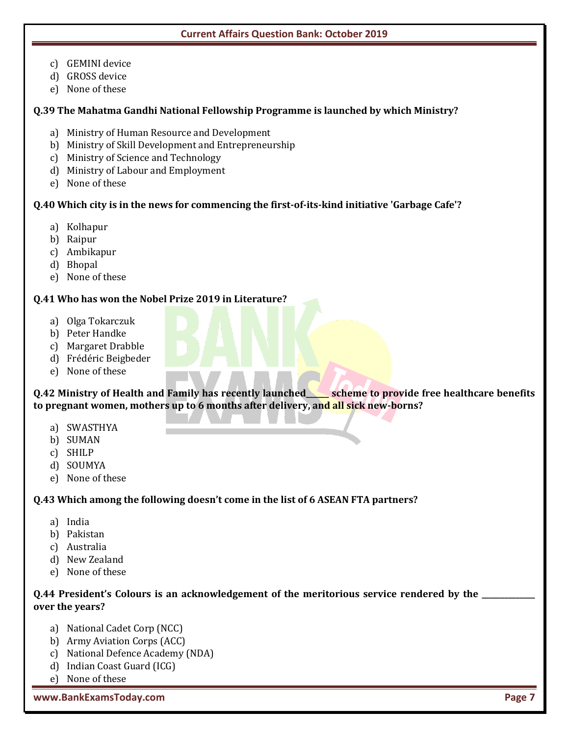c) GEMINI device
d) GROSS device
e) None of these

**Q.39 The Mahatma Gandhi National Fellowship Programme is launched by which Ministry?**

a) Ministry of Human Resource and Development
b) Ministry of Skill Development and Entrepreneurship
c) Ministry of Science and Technology
d) Ministry of Labour and Employment
e) None of these

**Q.40 Which city is in the news for commencing the first-of-its-kind initiative 'Garbage Cafe'?**

a) Kolhapur
b) Raipur
c) Ambikapur
d) Bhopal
e) None of these

**Q.41 Who has won the Nobel Prize 2019 in Literature?**

a) Olga Tokarczuk
b) Peter Handke
c) Margaret Drabble
d) Frédéric Beigbeder
e) None of these

**Q.42 Ministry of Health and Family has recently launched_____ scheme to provide free healthcare benefits to pregnant women, mothers up to 6 months after delivery, and all sick new-borns?**

a) SWASTHYA
b) SUMAN
c) SHILP
d) SOUMYA
e) None of these

**Q.43 Which among the following doesn't come in the list of 6 ASEAN FTA partners?**

a) India
b) Pakistan
c) Australia
d) New Zealand
e) None of these

**Q.44 President's Colours is an acknowledgement of the meritorious service rendered by the ___________ over the years?**

a) National Cadet Corp (NCC)
b) Army Aviation Corps (ACC)
c) National Defence Academy (NDA)
d) Indian Coast Guard (ICG)
e) None of these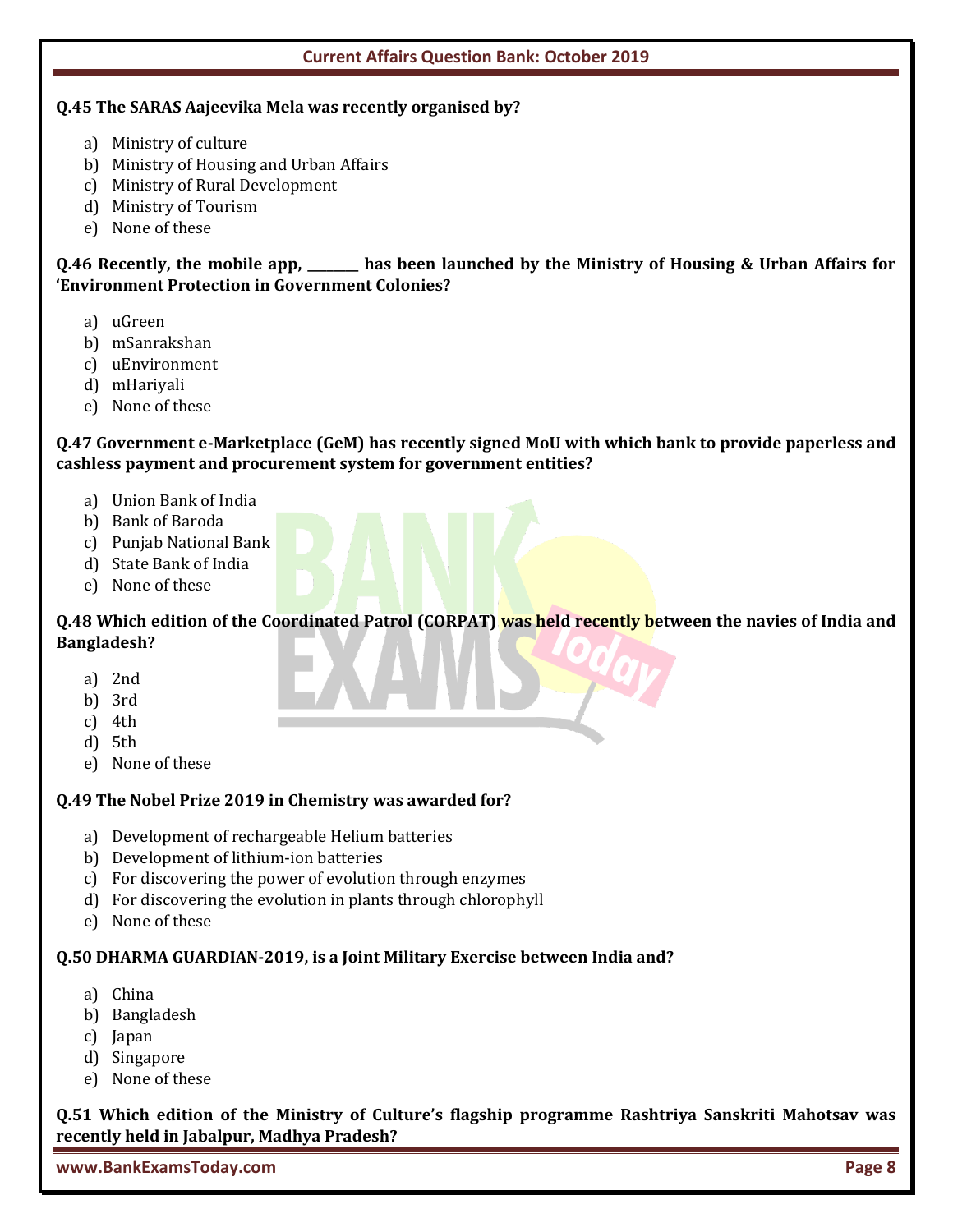**Q.45 The SARAS Aajeevika Mela was recently organised by?**

a) Ministry of culture
b) Ministry of Housing and Urban Affairs
c) Ministry of Rural Development
d) Ministry of Tourism
e) None of these

**Q.46 Recently, the mobile app, _______ has been launched by the Ministry of Housing & Urban Affairs for 'Environment Protection in Government Colonies?**

a) uGreen
b) mSanrakshan
c) uEnvironment
d) mHariyali
e) None of these

**Q.47 Government e-Marketplace (GeM) has recently signed MoU with which bank to provide paperless and cashless payment and procurement system for government entities?**

a) Union Bank of India
b) Bank of Baroda
c) Punjab National Bank
d) State Bank of India
e) None of these

**Q.48 Which edition of the Coordinated Patrol (CORPAT) was held recently between the navies of India and Bangladesh?**

a) 2nd
b) 3rd
c) 4th
d) 5th
e) None of these

**Q.49 The Nobel Prize 2019 in Chemistry was awarded for?**

a) Development of rechargeable Helium batteries
b) Development of lithium-ion batteries
c) For discovering the power of evolution through enzymes
d) For discovering the evolution in plants through chlorophyll
e) None of these

**Q.50 DHARMA GUARDIAN-2019, is a Joint Military Exercise between India and?**

a) China
b) Bangladesh
c) Japan
d) Singapore
e) None of these

**Q.51 Which edition of the Ministry of Culture's flagship programme Rashtriya Sanskriti Mahotsav was recently held in Jabalpur, Madhya Pradesh?**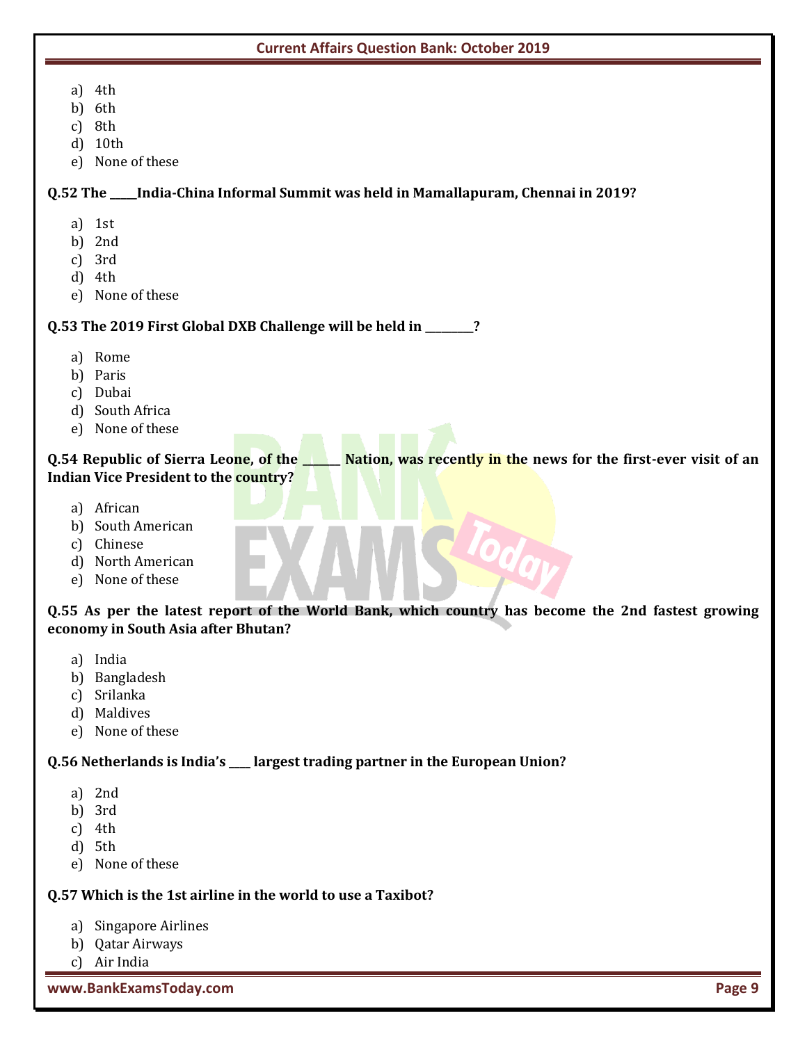a) 4th
b) 6th
c) 8th
d) 10th
e) None of these

**Q.52 The _____India-China Informal Summit was held in Mamallapuram, Chennai in 2019?**

a) 1st
b) 2nd
c) 3rd
d) 4th
e) None of these

**Q.53 The 2019 First Global DXB Challenge will be held in _________?**

a) Rome
b) Paris
c) Dubai
d) South Africa
e) None of these

**Q.54 Republic of Sierra Leone, of the _______ Nation, was recently in the news for the first-ever visit of an Indian Vice President to the country?**

a) African
b) South American
c) Chinese
d) North American
e) None of these

**Q.55 As per the latest report of the World Bank, which country has become the 2nd fastest growing economy in South Asia after Bhutan?**

a) India
b) Bangladesh
c) Srilanka
d) Maldives
e) None of these

**Q.56 Netherlands is India's ____ largest trading partner in the European Union?**

a) 2nd
b) 3rd
c) 4th
d) 5th
e) None of these

**Q.57 Which is the 1st airline in the world to use a Taxibot?**

a) Singapore Airlines
b) Qatar Airways
c) Air India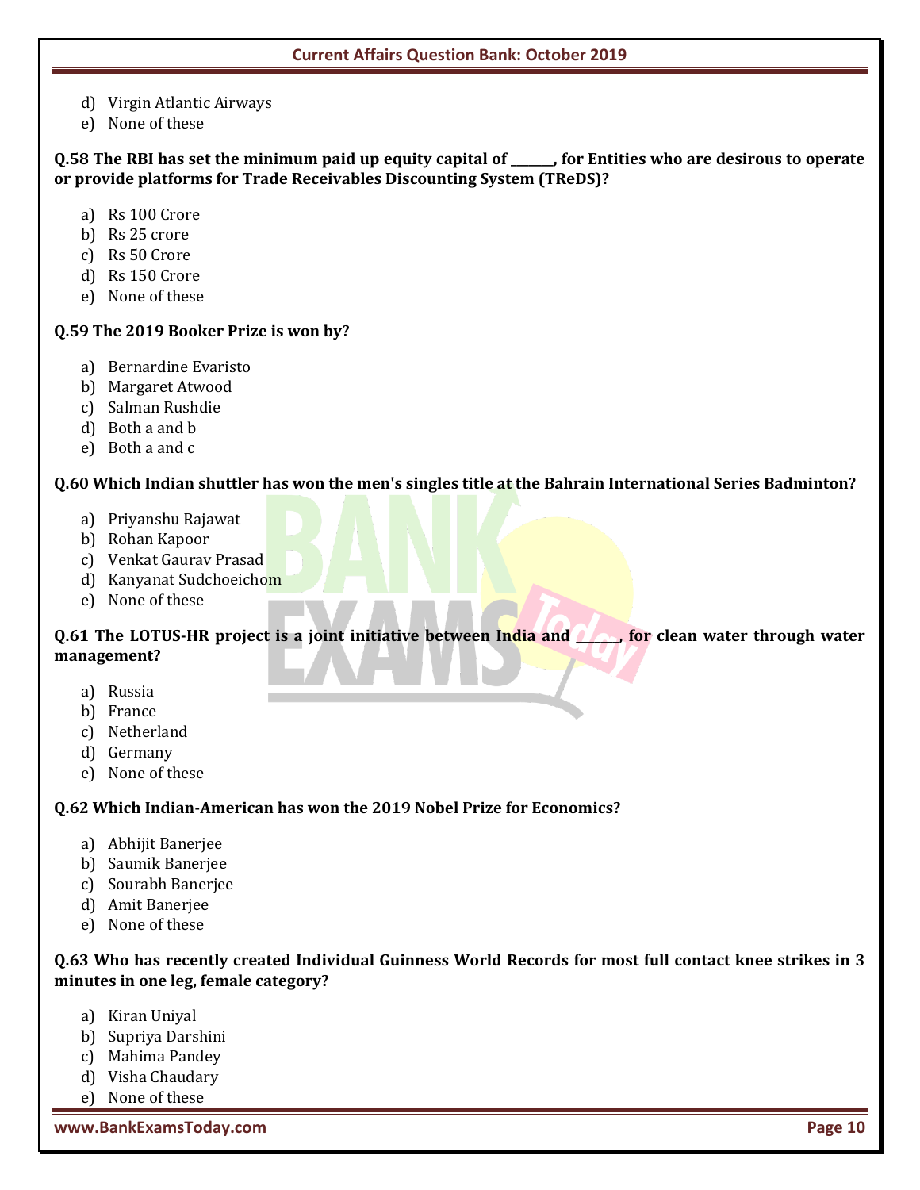d) Virgin Atlantic Airways
e) None of these

**Q.58 The RBI has set the minimum paid up equity capital of ______, for Entities who are desirous to operate or provide platforms for Trade Receivables Discounting System (TReDS)?**

a) Rs 100 Crore
b) Rs 25 crore
c) Rs 50 Crore
d) Rs 150 Crore
e) None of these

**Q.59 The 2019 Booker Prize is won by?**

a) Bernardine Evaristo
b) Margaret Atwood
c) Salman Rushdie
d) Both a and b
e) Both a and c

**Q.60 Which Indian shuttler has won the men's singles title at the Bahrain International Series Badminton?**

a) Priyanshu Rajawat
b) Rohan Kapoor
c) Venkat Gaurav Prasad
d) Kanyanat Sudchoeichom
e) None of these

**Q.61 The LOTUS-HR project is a joint initiative between India and ______, for clean water through water management?**

a) Russia
b) France
c) Netherland
d) Germany
e) None of these

**Q.62 Which Indian-American has won the 2019 Nobel Prize for Economics?**

a) Abhijit Banerjee
b) Saumik Banerjee
c) Sourabh Banerjee
d) Amit Banerjee
e) None of these

**Q.63 Who has recently created Individual Guinness World Records for most full contact knee strikes in 3 minutes in one leg, female category?**

a) Kiran Uniyal
b) Supriya Darshini
c) Mahima Pandey
d) Visha Chaudary
e) None of these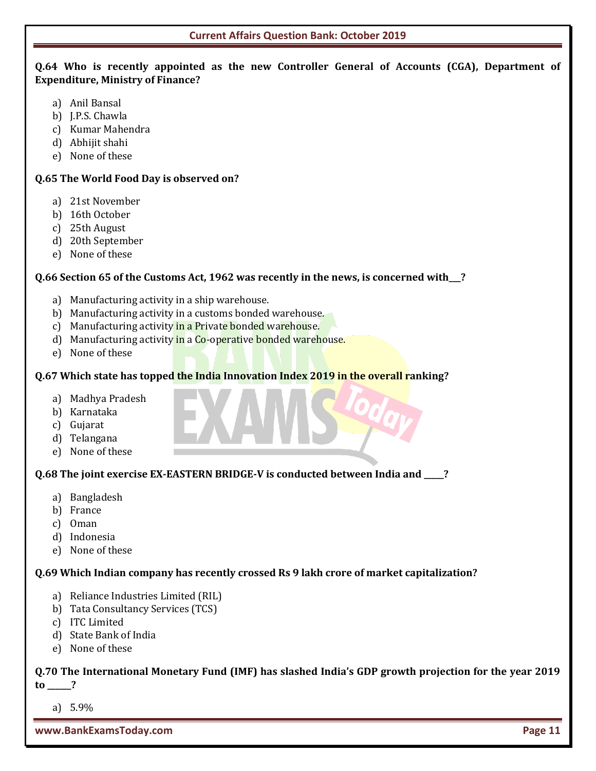**Q.64 Who is recently appointed as the new Controller General of Accounts (CGA), Department of Expenditure, Ministry of Finance?**

a) Anil Bansal
b) J.P.S. Chawla
c) Kumar Mahendra
d) Abhijit shahi
e) None of these

**Q.65 The World Food Day is observed on?**

a) 21st November
b) 16th October
c) 25th August
d) 20th September
e) None of these

**Q.66 Section 65 of the Customs Act, 1962 was recently in the news, is concerned with___?**

a) Manufacturing activity in a ship warehouse.
b) Manufacturing activity in a customs bonded warehouse.
c) Manufacturing activity in a Private bonded warehouse.
d) Manufacturing activity in a Co-operative bonded warehouse.
e) None of these

**Q.67 Which state has topped the India Innovation Index 2019 in the overall ranking?**

a) Madhya Pradesh
b) Karnataka
c) Gujarat
d) Telangana
e) None of these

**Q.68 The joint exercise EX-EASTERN BRIDGE-V is conducted between India and _____?**

a) Bangladesh
b) France
c) Oman
d) Indonesia
e) None of these

**Q.69 Which Indian company has recently crossed Rs 9 lakh crore of market capitalization?**

a) Reliance Industries Limited (RIL)
b) Tata Consultancy Services (TCS)
c) ITC Limited
d) State Bank of India
e) None of these

**Q.70 The International Monetary Fund (IMF) has slashed India's GDP growth projection for the year 2019 to ______?**

a) 5.9%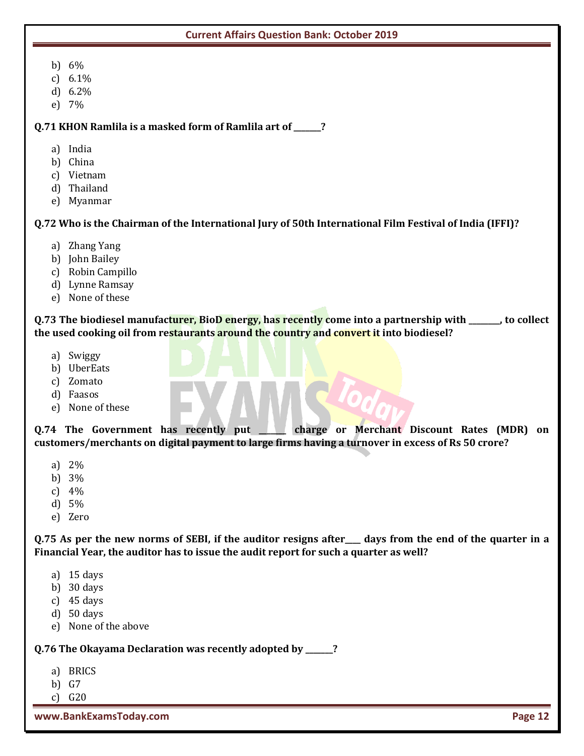b) 6%
c) 6.1%
d) 6.2%
e) 7%

**Q.71 KHON Ramlila is a masked form of Ramlila art of _______?**

a) India
b) China
c) Vietnam
d) Thailand
e) Myanmar

**Q.72 Who is the Chairman of the International Jury of 50th International Film Festival of India (IFFI)?**

a) Zhang Yang
b) John Bailey
c) Robin Campillo
d) Lynne Ramsay
e) None of these

**Q.73 The biodiesel manufacturer, BioD energy, has recently come into a partnership with ________, to collect the used cooking oil from restaurants around the country and convert it into biodiesel?**

a) Swiggy
b) UberEats
c) Zomato
d) Faasos
e) None of these

**Q.74 The Government has recently put ______ charge or Merchant Discount Rates (MDR) on customers/merchants on digital payment to large firms having a turnover in excess of Rs 50 crore?**

a) 2%
b) 3%
c) 4%
d) 5%
e) Zero

**Q.75 As per the new norms of SEBI, if the auditor resigns after____ days from the end of the quarter in a Financial Year, the auditor has to issue the audit report for such a quarter as well?**

a) 15 days
b) 30 days
c) 45 days
d) 50 days
e) None of the above

**Q.76 The Okayama Declaration was recently adopted by _______?**

a) BRICS
b) G7
c) G20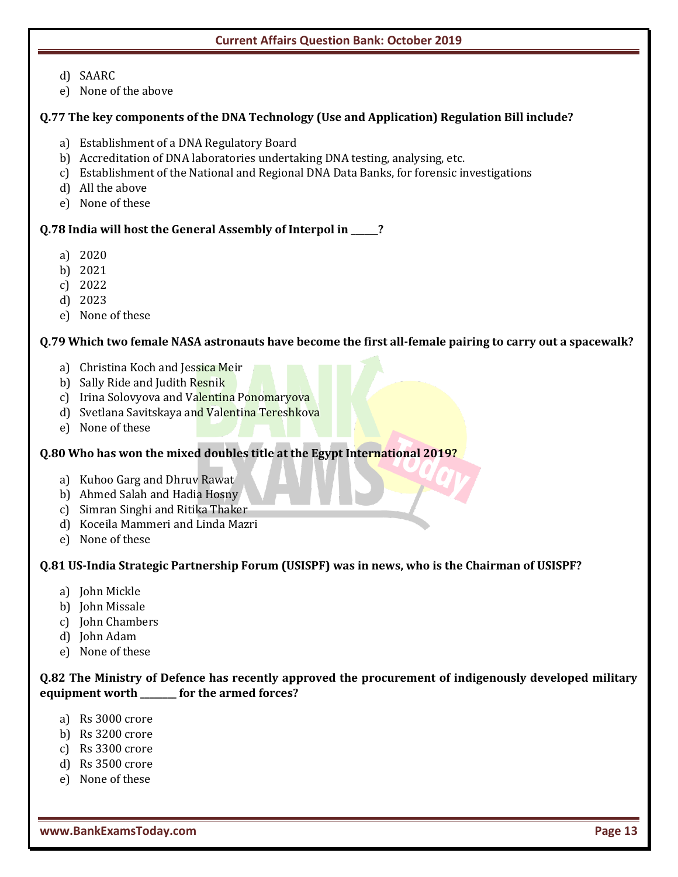d) SAARC
e) None of the above

**Q.77 The key components of the DNA Technology (Use and Application) Regulation Bill include?**

a) Establishment of a DNA Regulatory Board
b) Accreditation of DNA laboratories undertaking DNA testing, analysing, etc.
c) Establishment of the National and Regional DNA Data Banks, for forensic investigations
d) All the above
e) None of these

**Q.78 India will host the General Assembly of Interpol in ______?**

a) 2020
b) 2021
c) 2022
d) 2023
e) None of these

**Q.79 Which two female NASA astronauts have become the first all-female pairing to carry out a spacewalk?**

a) Christina Koch and Jessica Meir
b) Sally Ride and Judith Resnik
c) Irina Solovyova and Valentina Ponomaryova
d) Svetlana Savitskaya and Valentina Tereshkova
e) None of these

**Q.80 Who has won the mixed doubles title at the Egypt International 2019?**

a) Kuhoo Garg and Dhruv Rawat
b) Ahmed Salah and Hadia Hosny
c) Simran Singhi and Ritika Thaker
d) Koceila Mammeri and Linda Mazri
e) None of these

**Q.81 US-India Strategic Partnership Forum (USISPF) was in news, who is the Chairman of USISPF?**

a) John Mickle
b) John Missale
c) John Chambers
d) John Adam
e) None of these

**Q.82 The Ministry of Defence has recently approved the procurement of indigenously developed military equipment worth ________ for the armed forces?**

a) Rs 3000 crore
b) Rs 3200 crore
c) Rs 3300 crore
d) Rs 3500 crore
e) None of these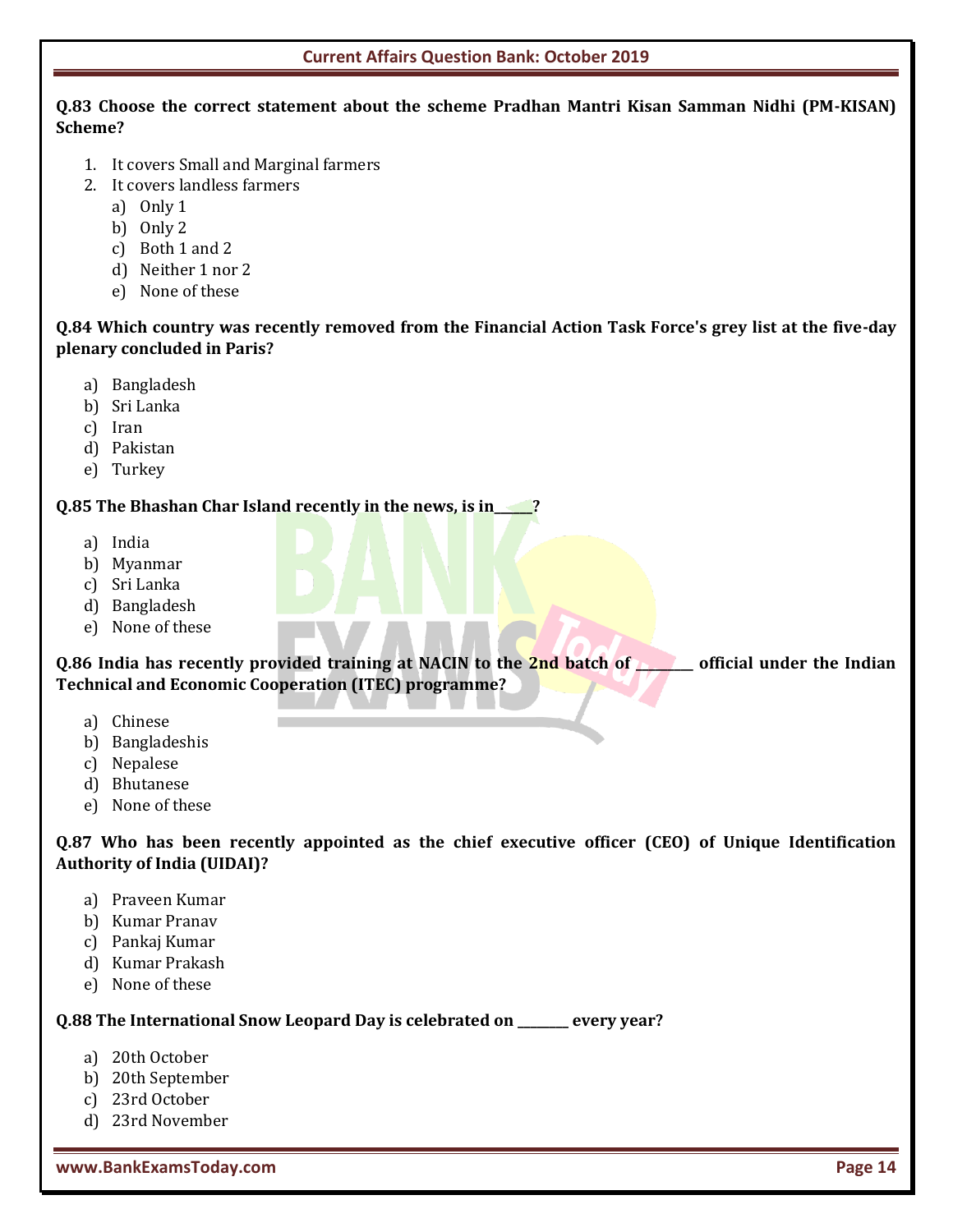**Q.83 Choose the correct statement about the scheme Pradhan Mantri Kisan Samman Nidhi (PM-KISAN) Scheme?**

1. It covers Small and Marginal farmers
2. It covers landless farmers
   a) Only 1
   b) Only 2
   c) Both 1 and 2
   d) Neither 1 nor 2
   e) None of these

**Q.84 Which country was recently removed from the Financial Action Task Force's grey list at the five-day plenary concluded in Paris?**

a) Bangladesh
b) Sri Lanka
c) Iran
d) Pakistan
e) Turkey

**Q.85 The Bhashan Char Island recently in the news, is in______?**

a) India
b) Myanmar
c) Sri Lanka
d) Bangladesh
e) None of these

**Q.86 India has recently provided training at NACIN to the 2nd batch of ________ official under the Indian Technical and Economic Cooperation (ITEC) programme?**

a) Chinese
b) Bangladeshis
c) Nepalese
d) Bhutanese
e) None of these

**Q.87 Who has been recently appointed as the chief executive officer (CEO) of Unique Identification Authority of India (UIDAI)?**

a) Praveen Kumar
b) Kumar Pranav
c) Pankaj Kumar
d) Kumar Prakash
e) None of these

**Q.88 The International Snow Leopard Day is celebrated on ________ every year?**

a) 20th October
b) 20th September
c) 23rd October
d) 23rd November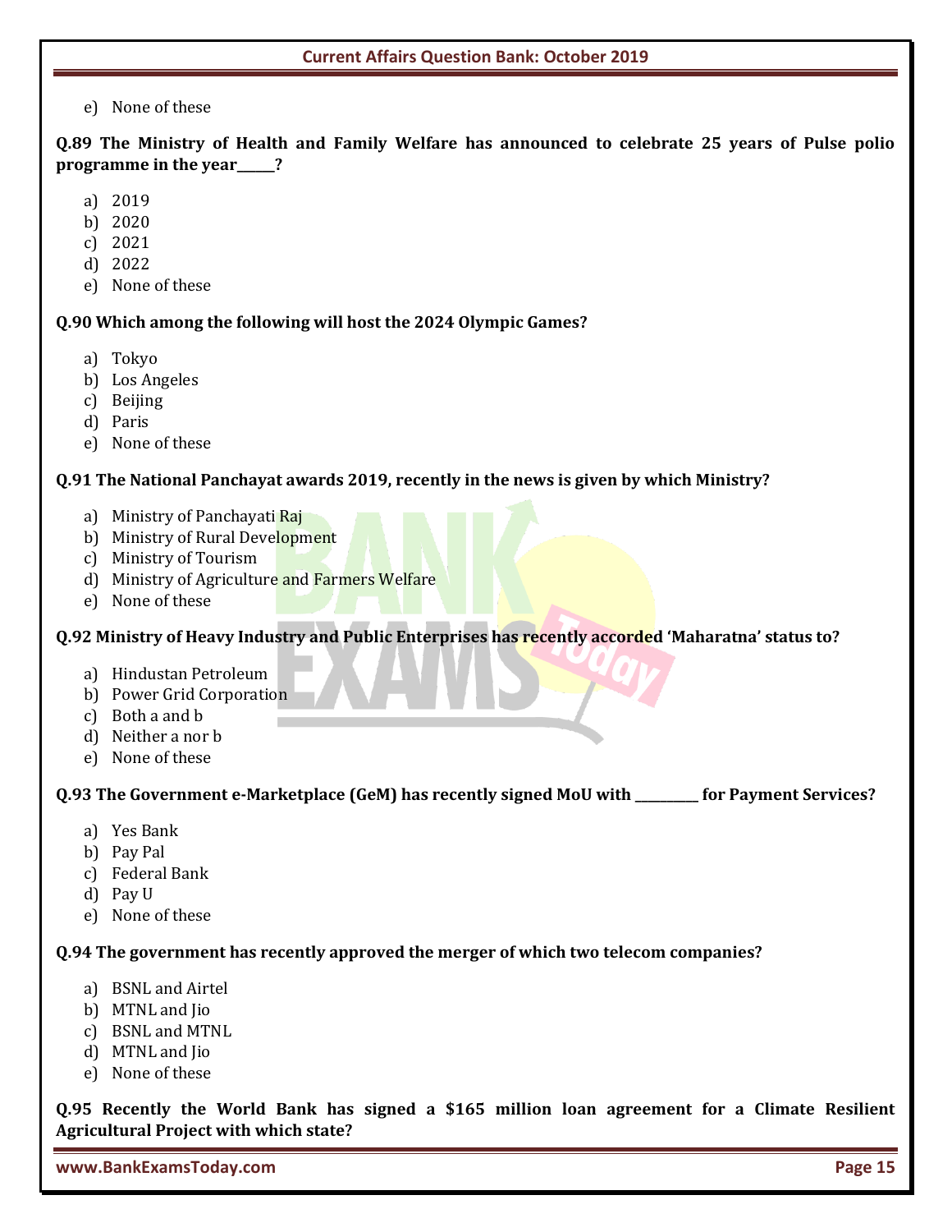e) None of these

**Q.89 The Ministry of Health and Family Welfare has announced to celebrate 25 years of Pulse polio programme in the year_____?**

a) 2019
b) 2020
c) 2021
d) 2022
e) None of these

**Q.90 Which among the following will host the 2024 Olympic Games?**

a) Tokyo
b) Los Angeles
c) Beijing
d) Paris
e) None of these

**Q.91 The National Panchayat awards 2019, recently in the news is given by which Ministry?**

a) Ministry of Panchayati Raj
b) Ministry of Rural Development
c) Ministry of Tourism
d) Ministry of Agriculture and Farmers Welfare
e) None of these

**Q.92 Ministry of Heavy Industry and Public Enterprises has recently accorded 'Maharatna' status to?**

a) Hindustan Petroleum
b) Power Grid Corporation
c) Both a and b
d) Neither a nor b
e) None of these

**Q.93 The Government e-Marketplace (GeM) has recently signed MoU with _________ for Payment Services?**

a) Yes Bank
b) Pay Pal
c) Federal Bank
d) Pay U
e) None of these

**Q.94 The government has recently approved the merger of which two telecom companies?**

a) BSNL and Airtel
b) MTNL and Jio
c) BSNL and MTNL
d) MTNL and Jio
e) None of these

**Q.95 Recently the World Bank has signed a $165 million loan agreement for a Climate Resilient Agricultural Project with which state?**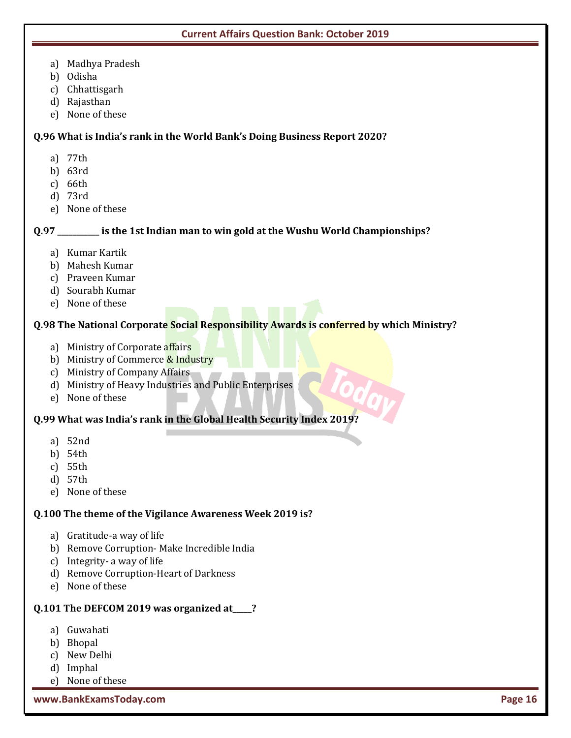a) Madhya Pradesh
b) Odisha
c) Chhattisgarh
d) Rajasthan
e) None of these

**Q.96 What is India's rank in the World Bank's Doing Business Report 2020?**

a) 77th
b) 63rd
c) 66th
d) 73rd
e) None of these

**Q.97 __________ is the 1st Indian man to win gold at the Wushu World Championships?**

a) Kumar Kartik
b) Mahesh Kumar
c) Praveen Kumar
d) Sourabh Kumar
e) None of these

**Q.98 The National Corporate Social Responsibility Awards is conferred by which Ministry?**

a) Ministry of Corporate affairs
b) Ministry of Commerce & Industry
c) Ministry of Company Affairs
d) Ministry of Heavy Industries and Public Enterprises
e) None of these

**Q.99 What was India's rank in the Global Health Security Index 2019?**

a) 52nd
b) 54th
c) 55th
d) 57th
e) None of these

**Q.100 The theme of the Vigilance Awareness Week 2019 is?**

a) Gratitude-a way of life
b) Remove Corruption- Make Incredible India
c) Integrity- a way of life
d) Remove Corruption-Heart of Darkness
e) None of these

**Q.101 The DEFCOM 2019 was organized at_____?**

a) Guwahati
b) Bhopal
c) New Delhi
d) Imphal
e) None of these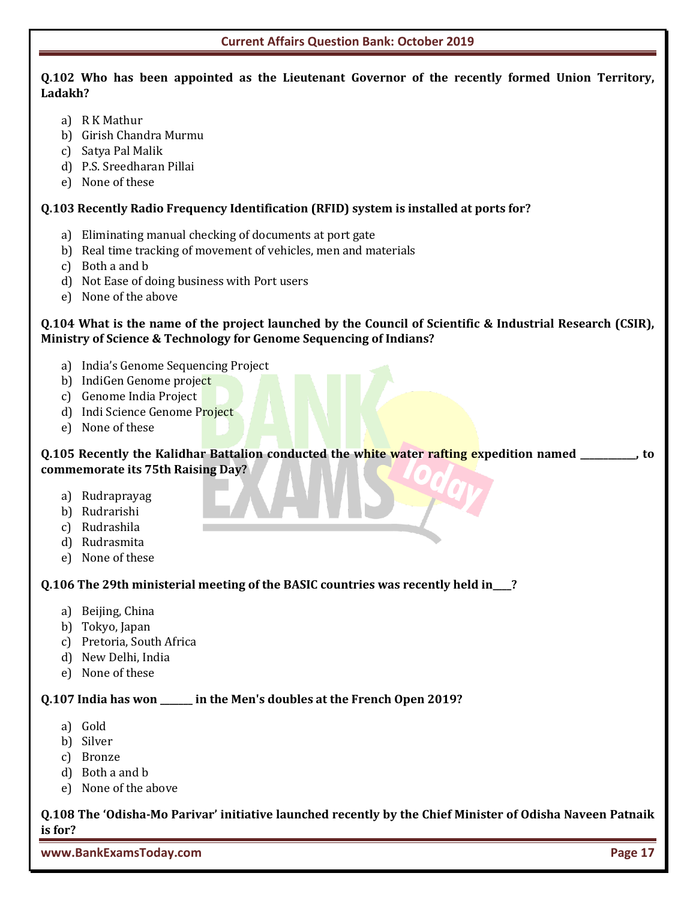**Q.102 Who has been appointed as the Lieutenant Governor of the recently formed Union Territory, Ladakh?**

a) R K Mathur
b) Girish Chandra Murmu
c) Satya Pal Malik
d) P.S. Sreedharan Pillai
e) None of these

**Q.103 Recently Radio Frequency Identification (RFID) system is installed at ports for?**

a) Eliminating manual checking of documents at port gate
b) Real time tracking of movement of vehicles, men and materials
c) Both a and b
d) Not Ease of doing business with Port users
e) None of the above

**Q.104 What is the name of the project launched by the Council of Scientific & Industrial Research (CSIR), Ministry of Science & Technology for Genome Sequencing of Indians?**

a) India's Genome Sequencing Project
b) IndiGen Genome project
c) Genome India Project
d) Indi Science Genome Project
e) None of these

**Q.105 Recently the Kalidhar Battalion conducted the white water rafting expedition named ___________, to commemorate its 75th Raising Day?**

a) Rudraprayag
b) Rudrarishi
c) Rudrashila
d) Rudrasmita
e) None of these

**Q.106 The 29th ministerial meeting of the BASIC countries was recently held in____?**

a) Beijing, China
b) Tokyo, Japan
c) Pretoria, South Africa
d) New Delhi, India
e) None of these

**Q.107 India has won _______ in the Men's doubles at the French Open 2019?**

a) Gold
b) Silver
c) Bronze
d) Both a and b
e) None of the above

**Q.108 The 'Odisha-Mo Parivar' initiative launched recently by the Chief Minister of Odisha Naveen Patnaik is for?**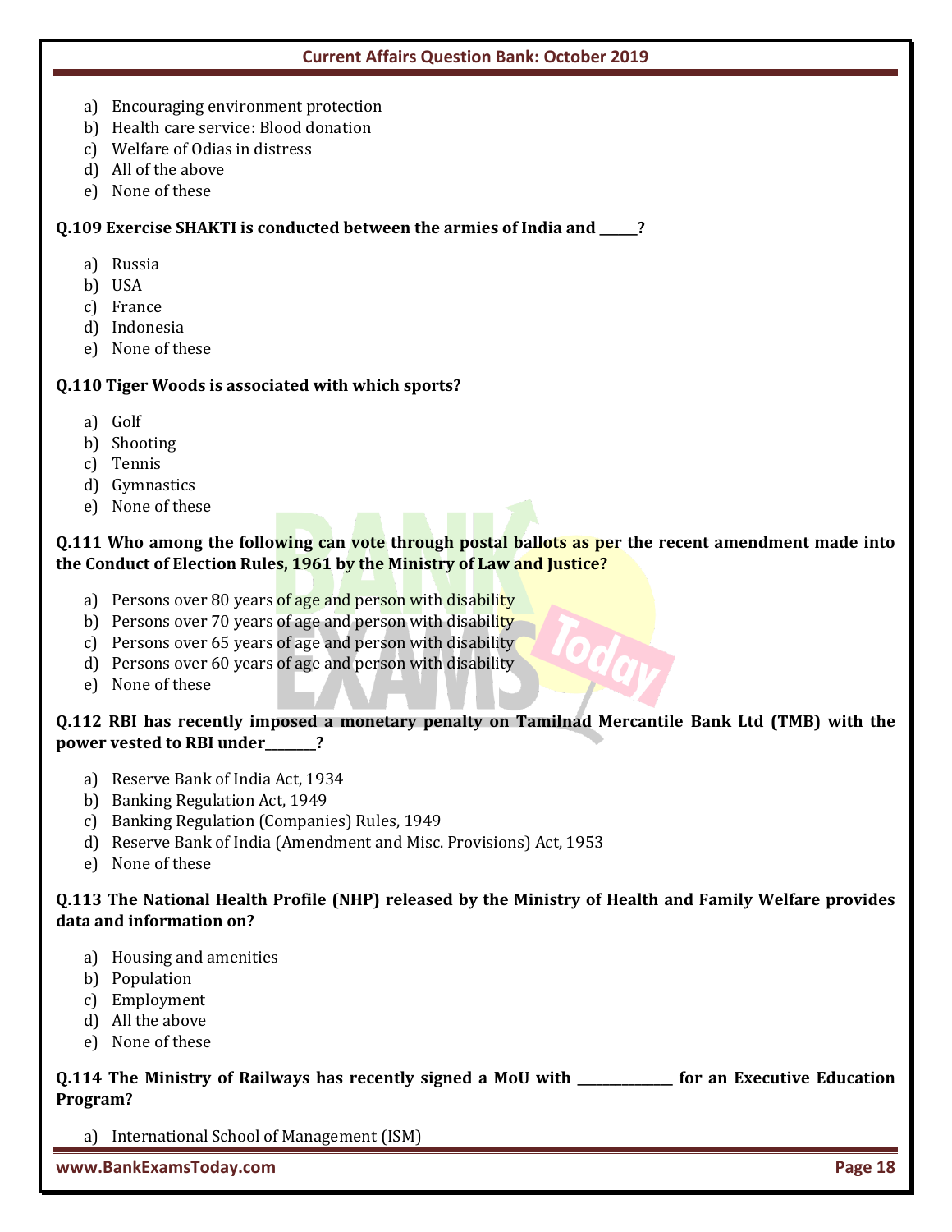a) Encouraging environment protection
b) Health care service: Blood donation
c) Welfare of Odias in distress
d) All of the above
e) None of these

**Q.109 Exercise SHAKTI is conducted between the armies of India and ______?**

a) Russia
b) USA
c) France
d) Indonesia
e) None of these

**Q.110 Tiger Woods is associated with which sports?**

a) Golf
b) Shooting
c) Tennis
d) Gymnastics
e) None of these

**Q.111 Who among the following can vote through postal ballots as per the recent amendment made into the Conduct of Election Rules, 1961 by the Ministry of Law and Justice?**

a) Persons over 80 years of age and person with disability
b) Persons over 70 years of age and person with disability
c) Persons over 65 years of age and person with disability
d) Persons over 60 years of age and person with disability
e) None of these

**Q.112 RBI has recently imposed a monetary penalty on Tamilnad Mercantile Bank Ltd (TMB) with the power vested to RBI under________?**

a) Reserve Bank of India Act, 1934
b) Banking Regulation Act, 1949
c) Banking Regulation (Companies) Rules, 1949
d) Reserve Bank of India (Amendment and Misc. Provisions) Act, 1953
e) None of these

**Q.113 The National Health Profile (NHP) released by the Ministry of Health and Family Welfare provides data and information on?**

a) Housing and amenities
b) Population
c) Employment
d) All the above
e) None of these

**Q.114 The Ministry of Railways has recently signed a MoU with ______________ for an Executive Education Program?**

a) International School of Management (ISM)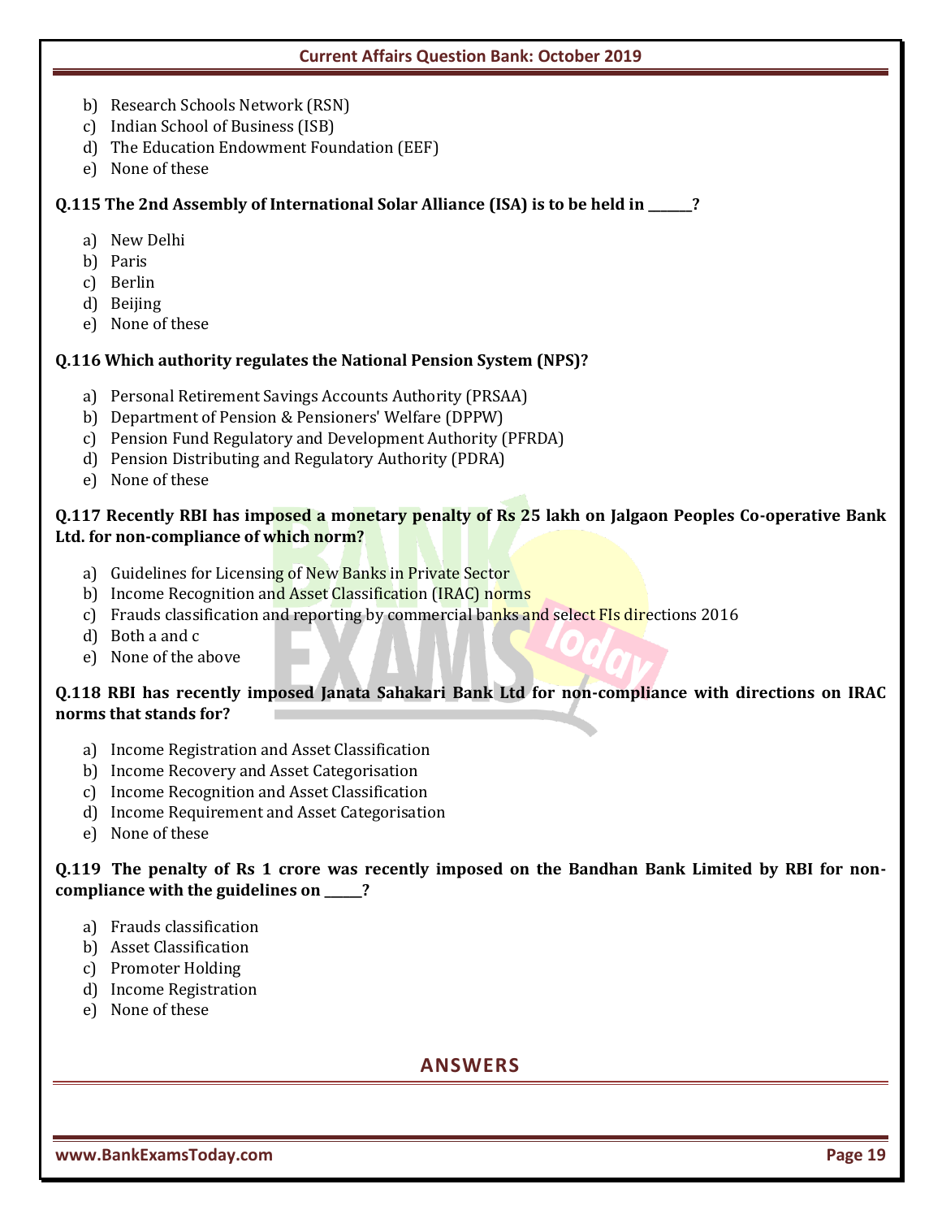b) Research Schools Network (RSN)
c) Indian School of Business (ISB)
d) The Education Endowment Foundation (EEF)
e) None of these

**Q.115 The 2nd Assembly of International Solar Alliance (ISA) is to be held in _______?**

a) New Delhi
b) Paris
c) Berlin
d) Beijing
e) None of these

**Q.116 Which authority regulates the National Pension System (NPS)?**

a) Personal Retirement Savings Accounts Authority (PRSAA)
b) Department of Pension & Pensioners' Welfare (DPPW)
c) Pension Fund Regulatory and Development Authority (PFRDA)
d) Pension Distributing and Regulatory Authority (PDRA)
e) None of these

**Q.117 Recently RBI has imposed a monetary penalty of Rs 25 lakh on Jalgaon Peoples Co-operative Bank Ltd. for non-compliance of which norm?**

a) Guidelines for Licensing of New Banks in Private Sector
b) Income Recognition and Asset Classification (IRAC) norms
c) Frauds classification and reporting by commercial banks and select FIs directions 2016
d) Both a and c
e) None of the above

**Q.118 RBI has recently imposed Janata Sahakari Bank Ltd for non-compliance with directions on IRAC norms that stands for?**

a) Income Registration and Asset Classification
b) Income Recovery and Asset Categorisation
c) Income Recognition and Asset Classification
d) Income Requirement and Asset Categorisation
e) None of these

**Q.119 The penalty of Rs 1 crore was recently imposed on the Bandhan Bank Limited by RBI for non-compliance with the guidelines on ______?**

a) Frauds classification
b) Asset Classification
c) Promoter Holding
d) Income Registration
e) None of these

## ANSWERS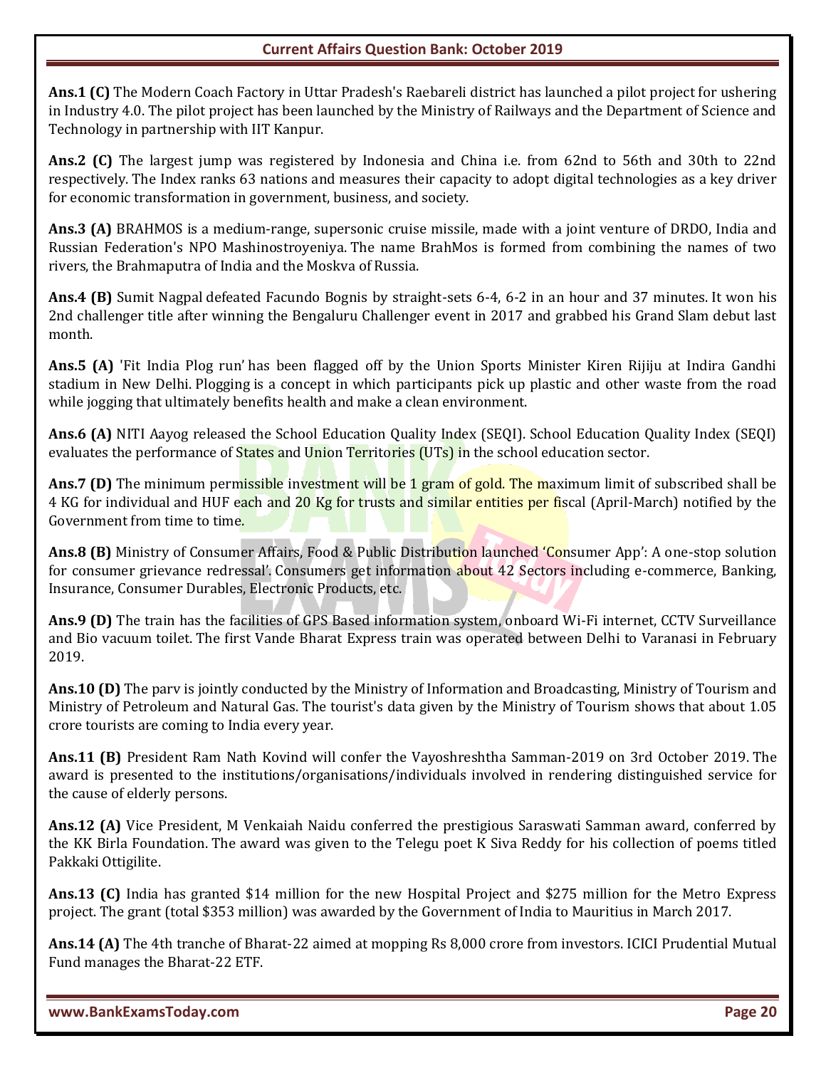**Ans.1 (C)** The Modern Coach Factory in Uttar Pradesh's Raebareli district has launched a pilot project for ushering in Industry 4.0. The pilot project has been launched by the Ministry of Railways and the Department of Science and Technology in partnership with IIT Kanpur.

**Ans.2 (C)** The largest jump was registered by Indonesia and China i.e. from 62nd to 56th and 30th to 22nd respectively. The Index ranks 63 nations and measures their capacity to adopt digital technologies as a key driver for economic transformation in government, business, and society.

**Ans.3 (A)** BRAHMOS is a medium-range, supersonic cruise missile, made with a joint venture of DRDO, India and Russian Federation's NPO Mashinostroyeniya. The name BrahMos is formed from combining the names of two rivers, the Brahmaputra of India and the Moskva of Russia.

**Ans.4 (B)** Sumit Nagpal defeated Facundo Bognis by straight-sets 6-4, 6-2 in an hour and 37 minutes. It won his 2nd challenger title after winning the Bengaluru Challenger event in 2017 and grabbed his Grand Slam debut last month.

**Ans.5 (A)** 'Fit India Plog run' has been flagged off by the Union Sports Minister Kiren Rijiju at Indira Gandhi stadium in New Delhi. Plogging is a concept in which participants pick up plastic and other waste from the road while jogging that ultimately benefits health and make a clean environment.

**Ans.6 (A)** NITI Aayog released the School Education Quality Index (SEQI). School Education Quality Index (SEQI) evaluates the performance of States and Union Territories (UTs) in the school education sector.

**Ans.7 (D)** The minimum permissible investment will be 1 gram of gold. The maximum limit of subscribed shall be 4 KG for individual and HUF each and 20 Kg for trusts and similar entities per fiscal (April-March) notified by the Government from time to time.

**Ans.8 (B)** Ministry of Consumer Affairs, Food & Public Distribution launched 'Consumer App': A one-stop solution for consumer grievance redressal'. Consumers get information about 42 Sectors including e-commerce, Banking, Insurance, Consumer Durables, Electronic Products, etc.

**Ans.9 (D)** The train has the facilities of GPS Based information system, onboard Wi-Fi internet, CCTV Surveillance and Bio vacuum toilet. The first Vande Bharat Express train was operated between Delhi to Varanasi in February 2019.

**Ans.10 (D)** The parv is jointly conducted by the Ministry of Information and Broadcasting, Ministry of Tourism and Ministry of Petroleum and Natural Gas. The tourist's data given by the Ministry of Tourism shows that about 1.05 crore tourists are coming to India every year.

**Ans.11 (B)** President Ram Nath Kovind will confer the Vayoshreshtha Samman-2019 on 3rd October 2019. The award is presented to the institutions/organisations/individuals involved in rendering distinguished service for the cause of elderly persons.

**Ans.12 (A)** Vice President, M Venkaiah Naidu conferred the prestigious Saraswati Samman award, conferred by the KK Birla Foundation. The award was given to the Telegu poet K Siva Reddy for his collection of poems titled Pakkaki Ottigilite.

**Ans.13 (C)** India has granted $14 million for the new Hospital Project and $275 million for the Metro Express project. The grant (total $353 million) was awarded by the Government of India to Mauritius in March 2017.

**Ans.14 (A)** The 4th tranche of Bharat-22 aimed at mopping Rs 8,000 crore from investors. ICICI Prudential Mutual Fund manages the Bharat-22 ETF.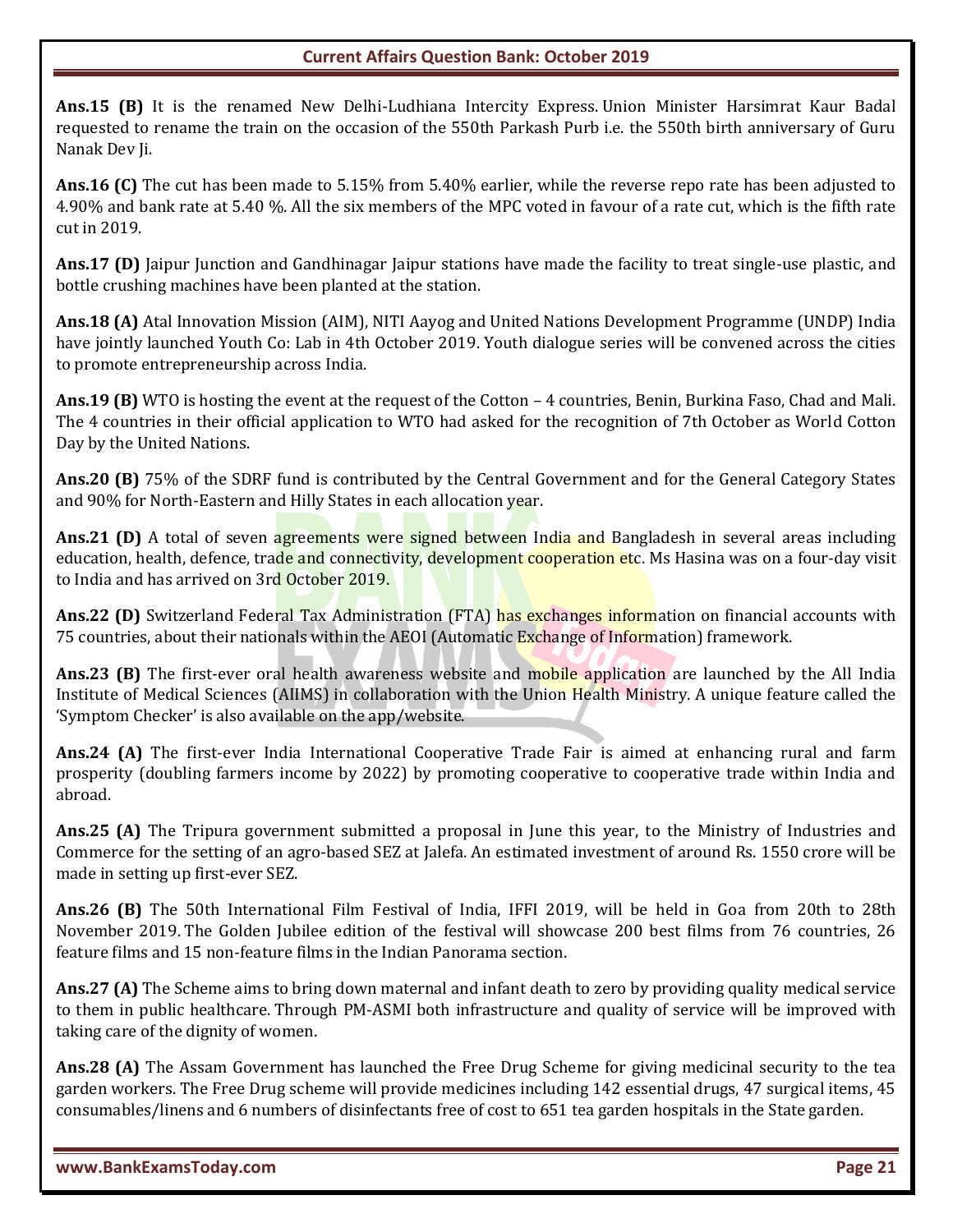**Ans.15 (B)** It is the renamed New Delhi-Ludhiana Intercity Express. Union Minister Harsimrat Kaur Badal requested to rename the train on the occasion of the 550th Parkash Purb i.e. the 550th birth anniversary of Guru Nanak Dev Ji.

**Ans.16 (C)** The cut has been made to 5.15% from 5.40% earlier, while the reverse repo rate has been adjusted to 4.90% and bank rate at 5.40 %. All the six members of the MPC voted in favour of a rate cut, which is the fifth rate cut in 2019.

**Ans.17 (D)** Jaipur Junction and Gandhinagar Jaipur stations have made the facility to treat single-use plastic, and bottle crushing machines have been planted at the station.

**Ans.18 (A)** Atal Innovation Mission (AIM), NITI Aayog and United Nations Development Programme (UNDP) India have jointly launched Youth Co: Lab in 4th October 2019. Youth dialogue series will be convened across the cities to promote entrepreneurship across India.

**Ans.19 (B)** WTO is hosting the event at the request of the Cotton – 4 countries, Benin, Burkina Faso, Chad and Mali. The 4 countries in their official application to WTO had asked for the recognition of 7th October as World Cotton Day by the United Nations.

**Ans.20 (B)** 75% of the SDRF fund is contributed by the Central Government and for the General Category States and 90% for North-Eastern and Hilly States in each allocation year.

**Ans.21 (D)** A total of seven agreements were signed between India and Bangladesh in several areas including education, health, defence, trade and connectivity, development cooperation etc. Ms Hasina was on a four-day visit to India and has arrived on 3rd October 2019.

**Ans.22 (D)** Switzerland Federal Tax Administration (FTA) has exchanges information on financial accounts with 75 countries, about their nationals within the AEOI (Automatic Exchange of Information) framework.

**Ans.23 (B)** The first-ever oral health awareness website and mobile application are launched by the All India Institute of Medical Sciences (AIIMS) in collaboration with the Union Health Ministry. A unique feature called the 'Symptom Checker' is also available on the app/website.

**Ans.24 (A)** The first-ever India International Cooperative Trade Fair is aimed at enhancing rural and farm prosperity (doubling farmers income by 2022) by promoting cooperative to cooperative trade within India and abroad.

**Ans.25 (A)** The Tripura government submitted a proposal in June this year, to the Ministry of Industries and Commerce for the setting of an agro-based SEZ at Jalefa. An estimated investment of around Rs. 1550 crore will be made in setting up first-ever SEZ.

**Ans.26 (B)** The 50th International Film Festival of India, IFFI 2019, will be held in Goa from 20th to 28th November 2019. The Golden Jubilee edition of the festival will showcase 200 best films from 76 countries, 26 feature films and 15 non-feature films in the Indian Panorama section.

**Ans.27 (A)** The Scheme aims to bring down maternal and infant death to zero by providing quality medical service to them in public healthcare. Through PM-ASMI both infrastructure and quality of service will be improved with taking care of the dignity of women.

**Ans.28 (A)** The Assam Government has launched the Free Drug Scheme for giving medicinal security to the tea garden workers. The Free Drug scheme will provide medicines including 142 essential drugs, 47 surgical items, 45 consumables/linens and 6 numbers of disinfectants free of cost to 651 tea garden hospitals in the State garden.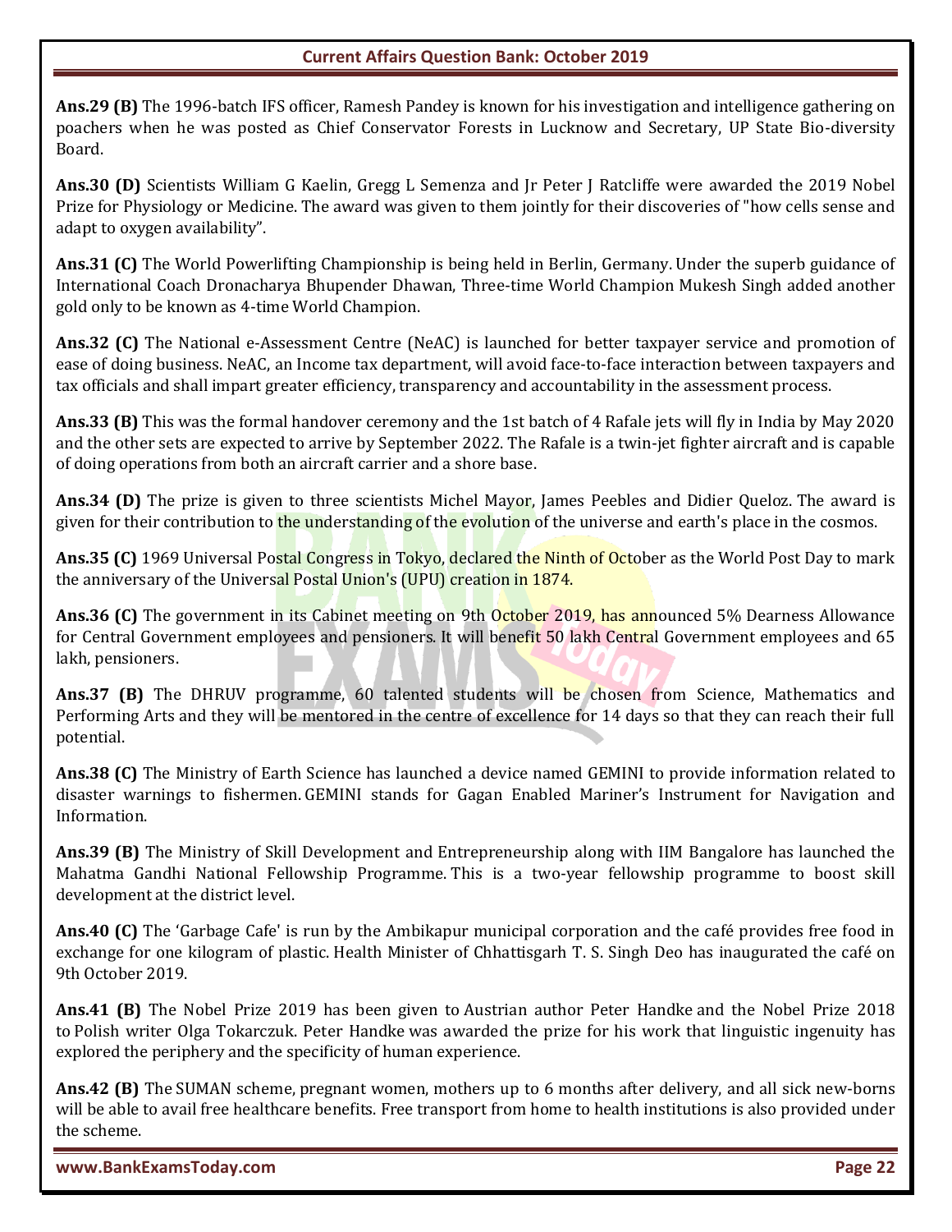**Ans.29 (B)** The 1996-batch IFS officer, Ramesh Pandey is known for his investigation and intelligence gathering on poachers when he was posted as Chief Conservator Forests in Lucknow and Secretary, UP State Bio-diversity Board.

**Ans.30 (D)** Scientists William G Kaelin, Gregg L Semenza and Jr Peter J Ratcliffe were awarded the 2019 Nobel Prize for Physiology or Medicine. The award was given to them jointly for their discoveries of "how cells sense and adapt to oxygen availability".

**Ans.31 (C)** The World Powerlifting Championship is being held in Berlin, Germany. Under the superb guidance of International Coach Dronacharya Bhupender Dhawan, Three-time World Champion Mukesh Singh added another gold only to be known as 4-time World Champion.

**Ans.32 (C)** The National e-Assessment Centre (NeAC) is launched for better taxpayer service and promotion of ease of doing business. NeAC, an Income tax department, will avoid face-to-face interaction between taxpayers and tax officials and shall impart greater efficiency, transparency and accountability in the assessment process.

**Ans.33 (B)** This was the formal handover ceremony and the 1st batch of 4 Rafale jets will fly in India by May 2020 and the other sets are expected to arrive by September 2022. The Rafale is a twin-jet fighter aircraft and is capable of doing operations from both an aircraft carrier and a shore base.

**Ans.34 (D)** The prize is given to three scientists Michel Mayor, James Peebles and Didier Queloz. The award is given for their contribution to the understanding of the evolution of the universe and earth's place in the cosmos.

**Ans.35 (C)** 1969 Universal Postal Congress in Tokyo, declared the Ninth of October as the World Post Day to mark the anniversary of the Universal Postal Union's (UPU) creation in 1874.

**Ans.36 (C)** The government in its Cabinet meeting on 9th October 2019, has announced 5% Dearness Allowance for Central Government employees and pensioners. It will benefit 50 lakh Central Government employees and 65 lakh, pensioners.

**Ans.37 (B)** The DHRUV programme, 60 talented students will be chosen from Science, Mathematics and Performing Arts and they will be mentored in the centre of excellence for 14 days so that they can reach their full potential.

**Ans.38 (C)** The Ministry of Earth Science has launched a device named GEMINI to provide information related to disaster warnings to fishermen. GEMINI stands for Gagan Enabled Mariner's Instrument for Navigation and Information.

**Ans.39 (B)** The Ministry of Skill Development and Entrepreneurship along with IIM Bangalore has launched the Mahatma Gandhi National Fellowship Programme. This is a two-year fellowship programme to boost skill development at the district level.

**Ans.40 (C)** The 'Garbage Cafe' is run by the Ambikapur municipal corporation and the café provides free food in exchange for one kilogram of plastic. Health Minister of Chhattisgarh T. S. Singh Deo has inaugurated the café on 9th October 2019.

**Ans.41 (B)** The Nobel Prize 2019 has been given to Austrian author Peter Handke and the Nobel Prize 2018 to Polish writer Olga Tokarczuk. Peter Handke was awarded the prize for his work that linguistic ingenuity has explored the periphery and the specificity of human experience.

**Ans.42 (B)** The SUMAN scheme, pregnant women, mothers up to 6 months after delivery, and all sick new-borns will be able to avail free healthcare benefits. Free transport from home to health institutions is also provided under the scheme.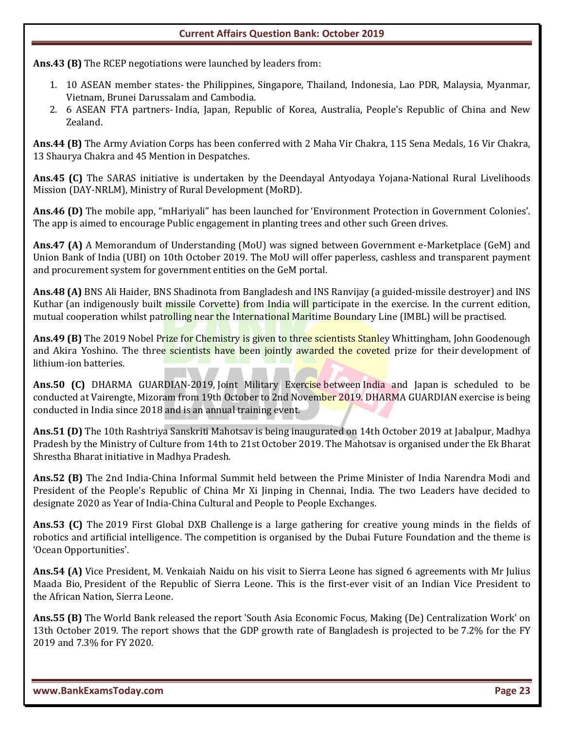**Ans.43 (B)** The RCEP negotiations were launched by leaders from:

1. 10 ASEAN member states- the Philippines, Singapore, Thailand, Indonesia, Lao PDR, Malaysia, Myanmar, Vietnam, Brunei Darussalam and Cambodia.
2. 6 ASEAN FTA partners- India, Japan, Republic of Korea, Australia, People's Republic of China and New Zealand.

**Ans.44 (B)** The Army Aviation Corps has been conferred with 2 Maha Vir Chakra, 115 Sena Medals, 16 Vir Chakra, 13 Shaurya Chakra and 45 Mention in Despatches.

**Ans.45 (C)** The SARAS initiative is undertaken by the Deendayal Antyodaya Yojana-National Rural Livelihoods Mission (DAY-NRLM), Ministry of Rural Development (MoRD).

**Ans.46 (D)** The mobile app, "mHariyali" has been launched for 'Environment Protection in Government Colonies'. The app is aimed to encourage Public engagement in planting trees and other such Green drives.

**Ans.47 (A)** A Memorandum of Understanding (MoU) was signed between Government e-Marketplace (GeM) and Union Bank of India (UBI) on 10th October 2019. The MoU will offer paperless, cashless and transparent payment and procurement system for government entities on the GeM portal.

**Ans.48 (A)** BNS Ali Haider, BNS Shadinota from Bangladesh and INS Ranvijay (a guided-missile destroyer) and INS Kuthar (an indigenously built missile Corvette) from India will participate in the exercise. In the current edition, mutual cooperation whilst patrolling near the International Maritime Boundary Line (IMBL) will be practised.

**Ans.49 (B)** The 2019 Nobel Prize for Chemistry is given to three scientists Stanley Whittingham, John Goodenough and Akira Yoshino. The three scientists have been jointly awarded the coveted prize for their development of lithium-ion batteries.

**Ans.50 (C)** DHARMA GUARDIAN-2019, Joint Military Exercise between India and Japan is scheduled to be conducted at Vairengte, Mizoram from 19th October to 2nd November 2019. DHARMA GUARDIAN exercise is being conducted in India since 2018 and is an annual training event.

**Ans.51 (D)** The 10th Rashtriya Sanskriti Mahotsav is being inaugurated on 14th October 2019 at Jabalpur, Madhya Pradesh by the Ministry of Culture from 14th to 21st October 2019. The Mahotsav is organised under the Ek Bharat Shrestha Bharat initiative in Madhya Pradesh.

**Ans.52 (B)** The 2nd India-China Informal Summit held between the Prime Minister of India Narendra Modi and President of the People's Republic of China Mr Xi Jinping in Chennai, India. The two Leaders have decided to designate 2020 as Year of India-China Cultural and People to People Exchanges.

**Ans.53 (C)** The 2019 First Global DXB Challenge is a large gathering for creative young minds in the fields of robotics and artificial intelligence. The competition is organised by the Dubai Future Foundation and the theme is 'Ocean Opportunities'.

**Ans.54 (A)** Vice President, M. Venkaiah Naidu on his visit to Sierra Leone has signed 6 agreements with Mr Julius Maada Bio, President of the Republic of Sierra Leone. This is the first-ever visit of an Indian Vice President to the African Nation, Sierra Leone.

**Ans.55 (B)** The World Bank released the report 'South Asia Economic Focus, Making (De) Centralization Work' on 13th October 2019. The report shows that the GDP growth rate of Bangladesh is projected to be 7.2% for the FY 2019 and 7.3% for FY 2020.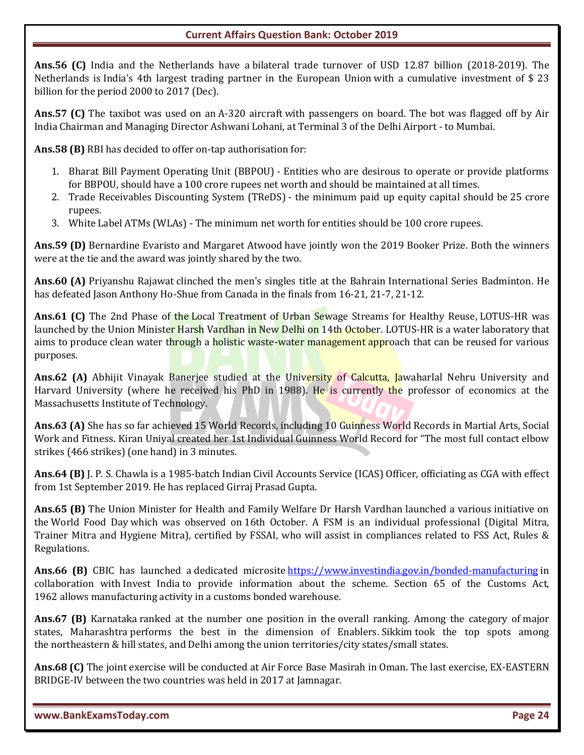**Ans.56 (C)** India and the Netherlands have a bilateral trade turnover of USD 12.87 billion (2018-2019). The Netherlands is India's 4th largest trading partner in the European Union with a cumulative investment of $ 23 billion for the period 2000 to 2017 (Dec).

**Ans.57 (C)** The taxibot was used on an A-320 aircraft with passengers on board. The bot was flagged off by Air India Chairman and Managing Director Ashwani Lohani, at Terminal 3 of the Delhi Airport - to Mumbai.

**Ans.58 (B)** RBI has decided to offer on-tap authorisation for:

1. Bharat Bill Payment Operating Unit (BBPOU) - Entities who are desirous to operate or provide platforms for BBPOU, should have a 100 crore rupees net worth and should be maintained at all times.
2. Trade Receivables Discounting System (TReDS) - the minimum paid up equity capital should be 25 crore rupees.
3. White Label ATMs (WLAs) - The minimum net worth for entities should be 100 crore rupees.

**Ans.59 (D)** Bernardine Evaristo and Margaret Atwood have jointly won the 2019 Booker Prize. Both the winners were at the tie and the award was jointly shared by the two.

**Ans.60 (A)** Priyanshu Rajawat clinched the men's singles title at the Bahrain International Series Badminton. He has defeated Jason Anthony Ho-Shue from Canada in the finals from 16-21, 21-7, 21-12.

**Ans.61 (C)** The 2nd Phase of the Local Treatment of Urban Sewage Streams for Healthy Reuse, LOTUS-HR was launched by the Union Minister Harsh Vardhan in New Delhi on 14th October. LOTUS-HR is a water laboratory that aims to produce clean water through a holistic waste-water management approach that can be reused for various purposes.

**Ans.62 (A)** Abhijit Vinayak Banerjee studied at the University of Calcutta, Jawaharlal Nehru University and Harvard University (where he received his PhD in 1988). He is currently the professor of economics at the Massachusetts Institute of Technology.

**Ans.63 (A)** She has so far achieved 15 World Records, including 10 Guinness World Records in Martial Arts, Social Work and Fitness. Kiran Uniyal created her 1st Individual Guinness World Record for "The most full contact elbow strikes (466 strikes) (one hand) in 3 minutes.

**Ans.64 (B)** J. P. S. Chawla is a 1985-batch Indian Civil Accounts Service (ICAS) Officer, officiating as CGA with effect from 1st September 2019. He has replaced Girraj Prasad Gupta.

**Ans.65 (B)** The Union Minister for Health and Family Welfare Dr Harsh Vardhan launched a various initiative on the World Food Day which was observed on 16th October. A FSM is an individual professional (Digital Mitra, Trainer Mitra and Hygiene Mitra), certified by FSSAI, who will assist in compliances related to FSS Act, Rules & Regulations.

**Ans.66 (B)** CBIC has launched a dedicated microsite https://www.investindia.gov.in/bonded-manufacturing in collaboration with Invest India to provide information about the scheme. Section 65 of the Customs Act, 1962 allows manufacturing activity in a customs bonded warehouse.

**Ans.67 (B)** Karnataka ranked at the number one position in the overall ranking. Among the category of major states, Maharashtra performs the best in the dimension of Enablers. Sikkim took the top spots among the northeastern & hill states, and Delhi among the union territories/city states/small states.

**Ans.68 (C)** The joint exercise will be conducted at Air Force Base Masirah in Oman. The last exercise, EX-EASTERN BRIDGE-IV between the two countries was held in 2017 at Jamnagar.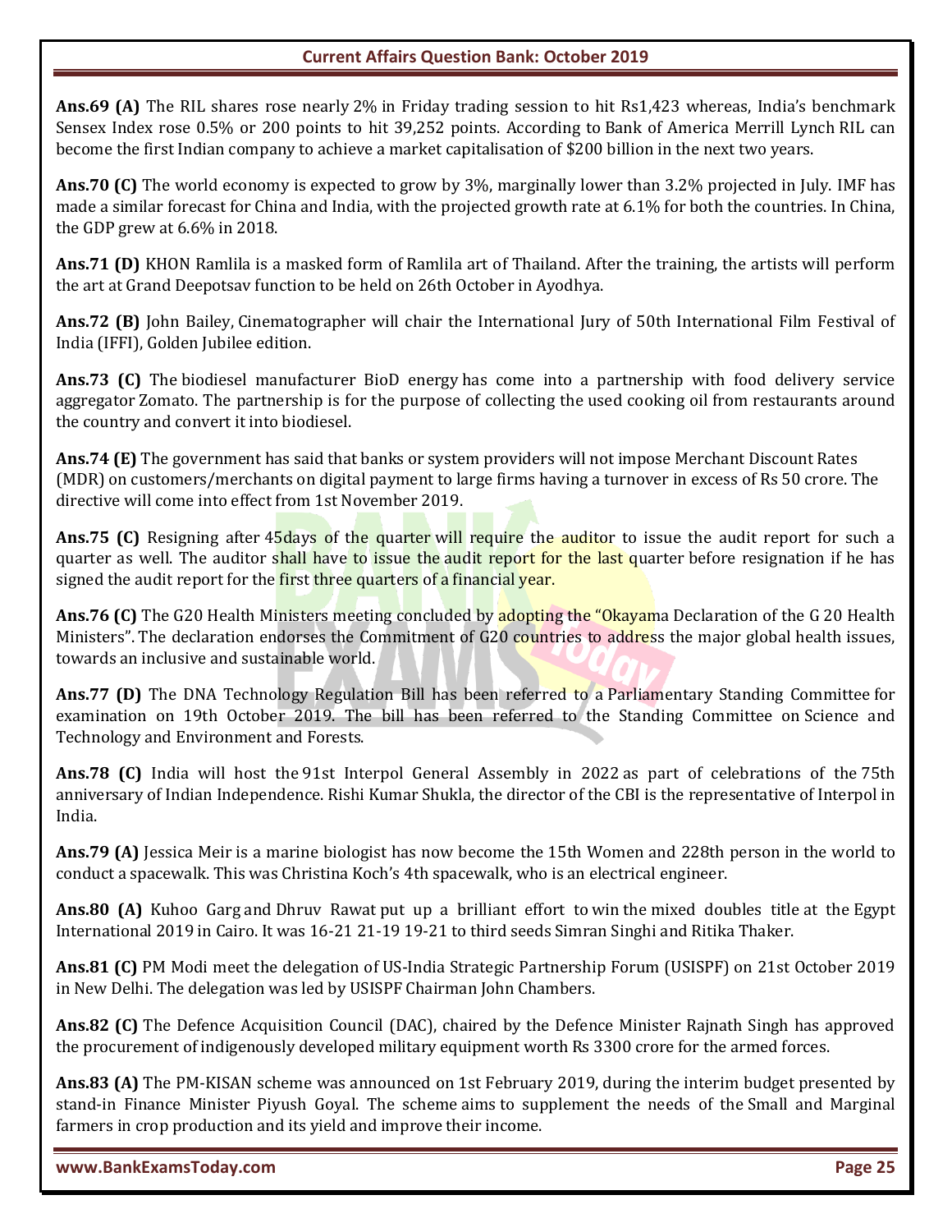**Ans.69 (A)** The RIL shares rose nearly 2% in Friday trading session to hit Rs1,423 whereas, India's benchmark Sensex Index rose 0.5% or 200 points to hit 39,252 points. According to Bank of America Merrill Lynch RIL can become the first Indian company to achieve a market capitalisation of $200 billion in the next two years.

**Ans.70 (C)** The world economy is expected to grow by 3%, marginally lower than 3.2% projected in July. IMF has made a similar forecast for China and India, with the projected growth rate at 6.1% for both the countries. In China, the GDP grew at 6.6% in 2018.

**Ans.71 (D)** KHON Ramlila is a masked form of Ramlila art of Thailand. After the training, the artists will perform the art at Grand Deepotsav function to be held on 26th October in Ayodhya.

**Ans.72 (B)** John Bailey, Cinematographer will chair the International Jury of 50th International Film Festival of India (IFFI), Golden Jubilee edition.

**Ans.73 (C)** The biodiesel manufacturer BioD energy has come into a partnership with food delivery service aggregator Zomato. The partnership is for the purpose of collecting the used cooking oil from restaurants around the country and convert it into biodiesel.

**Ans.74 (E)** The government has said that banks or system providers will not impose Merchant Discount Rates (MDR) on customers/merchants on digital payment to large firms having a turnover in excess of Rs 50 crore. The directive will come into effect from 1st November 2019.

**Ans.75 (C)** Resigning after 45days of the quarter will require the auditor to issue the audit report for such a quarter as well. The auditor shall have to issue the audit report for the last quarter before resignation if he has signed the audit report for the first three quarters of a financial year.

**Ans.76 (C)** The G20 Health Ministers meeting concluded by adopting the "Okayama Declaration of the G 20 Health Ministers". The declaration endorses the Commitment of G20 countries to address the major global health issues, towards an inclusive and sustainable world.

**Ans.77 (D)** The DNA Technology Regulation Bill has been referred to a Parliamentary Standing Committee for examination on 19th October 2019. The bill has been referred to the Standing Committee on Science and Technology and Environment and Forests.

**Ans.78 (C)** India will host the 91st Interpol General Assembly in 2022 as part of celebrations of the 75th anniversary of Indian Independence. Rishi Kumar Shukla, the director of the CBI is the representative of Interpol in India.

**Ans.79 (A)** Jessica Meir is a marine biologist has now become the 15th Women and 228th person in the world to conduct a spacewalk. This was Christina Koch's 4th spacewalk, who is an electrical engineer.

**Ans.80 (A)** Kuhoo Garg and Dhruv Rawat put up a brilliant effort to win the mixed doubles title at the Egypt International 2019 in Cairo. It was 16-21 21-19 19-21 to third seeds Simran Singhi and Ritika Thaker.

**Ans.81 (C)** PM Modi meet the delegation of US-India Strategic Partnership Forum (USISPF) on 21st October 2019 in New Delhi. The delegation was led by USISPF Chairman John Chambers.

**Ans.82 (C)** The Defence Acquisition Council (DAC), chaired by the Defence Minister Rajnath Singh has approved the procurement of indigenously developed military equipment worth Rs 3300 crore for the armed forces.

**Ans.83 (A)** The PM-KISAN scheme was announced on 1st February 2019, during the interim budget presented by stand-in Finance Minister Piyush Goyal. The scheme aims to supplement the needs of the Small and Marginal farmers in crop production and its yield and improve their income.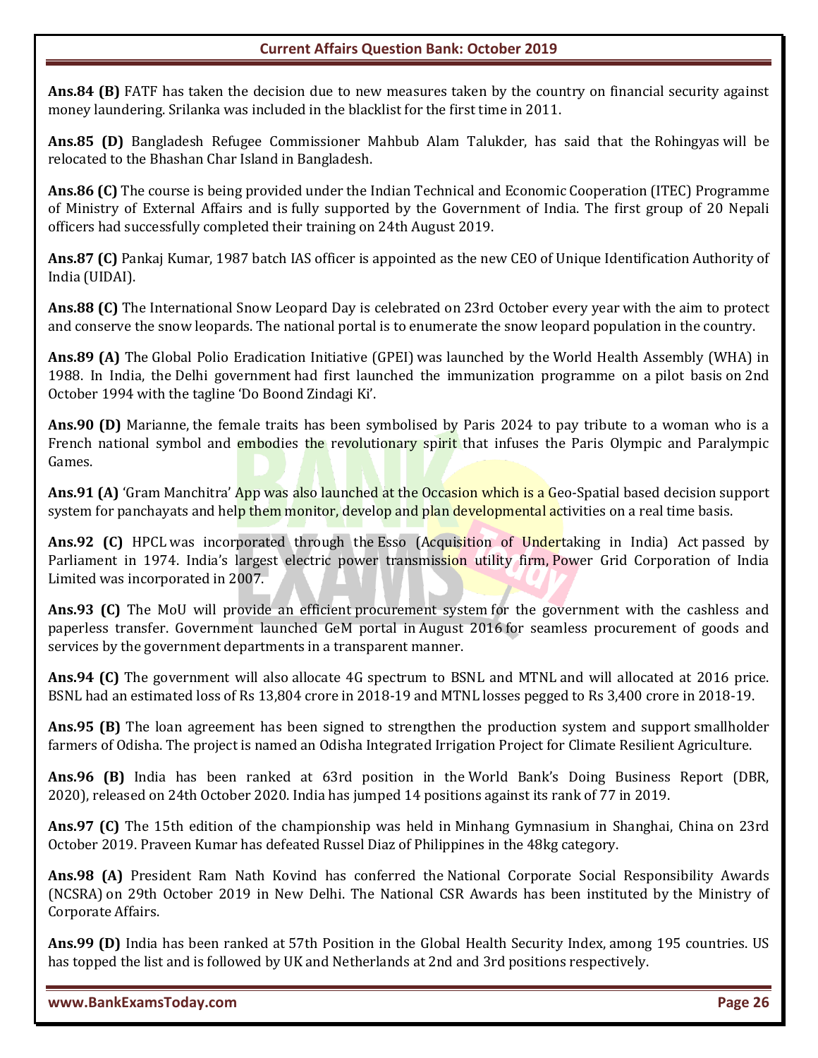**Ans.84 (B)** FATF has taken the decision due to new measures taken by the country on financial security against money laundering. Srilanka was included in the blacklist for the first time in 2011.

**Ans.85 (D)** Bangladesh Refugee Commissioner Mahbub Alam Talukder, has said that the Rohingyas will be relocated to the Bhashan Char Island in Bangladesh.

**Ans.86 (C)** The course is being provided under the Indian Technical and Economic Cooperation (ITEC) Programme of Ministry of External Affairs and is fully supported by the Government of India. The first group of 20 Nepali officers had successfully completed their training on 24th August 2019.

**Ans.87 (C)** Pankaj Kumar, 1987 batch IAS officer is appointed as the new CEO of Unique Identification Authority of India (UIDAI).

**Ans.88 (C)** The International Snow Leopard Day is celebrated on 23rd October every year with the aim to protect and conserve the snow leopards. The national portal is to enumerate the snow leopard population in the country.

**Ans.89 (A)** The Global Polio Eradication Initiative (GPEI) was launched by the World Health Assembly (WHA) in 1988. In India, the Delhi government had first launched the immunization programme on a pilot basis on 2nd October 1994 with the tagline 'Do Boond Zindagi Ki'.

**Ans.90 (D)** Marianne, the female traits has been symbolised by Paris 2024 to pay tribute to a woman who is a French national symbol and embodies the revolutionary spirit that infuses the Paris Olympic and Paralympic Games.

**Ans.91 (A)** 'Gram Manchitra' App was also launched at the Occasion which is a Geo-Spatial based decision support system for panchayats and help them monitor, develop and plan developmental activities on a real time basis.

**Ans.92 (C)** HPCL was incorporated through the Esso (Acquisition of Undertaking in India) Act passed by Parliament in 1974. India's largest electric power transmission utility firm, Power Grid Corporation of India Limited was incorporated in 2007.

**Ans.93 (C)** The MoU will provide an efficient procurement system for the government with the cashless and paperless transfer. Government launched GeM portal in August 2016 for seamless procurement of goods and services by the government departments in a transparent manner.

**Ans.94 (C)** The government will also allocate 4G spectrum to BSNL and MTNL and will allocated at 2016 price. BSNL had an estimated loss of Rs 13,804 crore in 2018-19 and MTNL losses pegged to Rs 3,400 crore in 2018-19.

**Ans.95 (B)** The loan agreement has been signed to strengthen the production system and support smallholder farmers of Odisha. The project is named an Odisha Integrated Irrigation Project for Climate Resilient Agriculture.

**Ans.96 (B)** India has been ranked at 63rd position in the World Bank's Doing Business Report (DBR, 2020), released on 24th October 2020. India has jumped 14 positions against its rank of 77 in 2019.

**Ans.97 (C)** The 15th edition of the championship was held in Minhang Gymnasium in Shanghai, China on 23rd October 2019. Praveen Kumar has defeated Russel Diaz of Philippines in the 48kg category.

**Ans.98 (A)** President Ram Nath Kovind has conferred the National Corporate Social Responsibility Awards (NCSRA) on 29th October 2019 in New Delhi. The National CSR Awards has been instituted by the Ministry of Corporate Affairs.

**Ans.99 (D)** India has been ranked at 57th Position in the Global Health Security Index, among 195 countries. US has topped the list and is followed by UK and Netherlands at 2nd and 3rd positions respectively.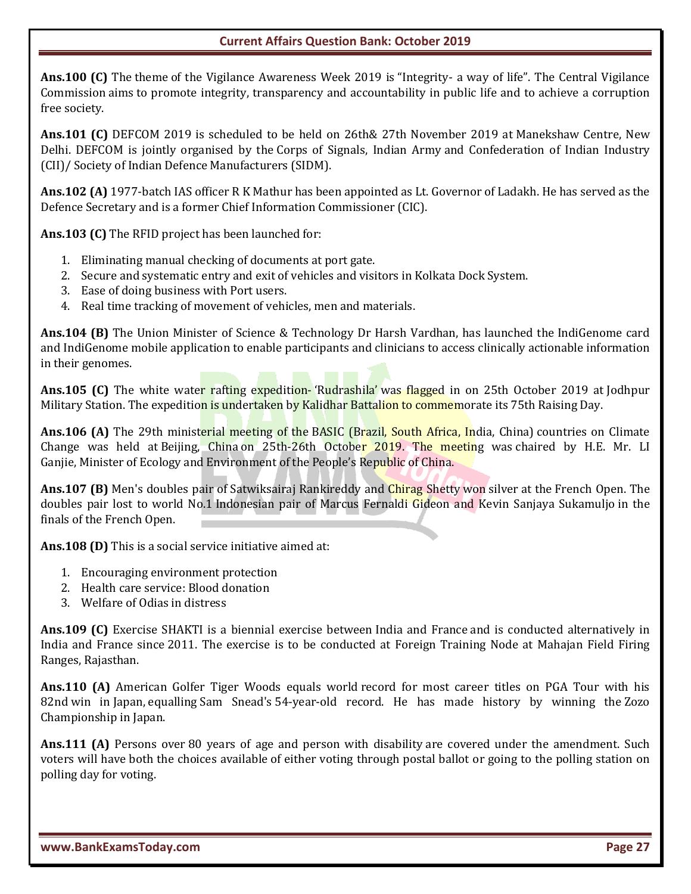**Ans.100 (C)** The theme of the Vigilance Awareness Week 2019 is "Integrity- a way of life". The Central Vigilance Commission aims to promote integrity, transparency and accountability in public life and to achieve a corruption free society.

**Ans.101 (C)** DEFCOM 2019 is scheduled to be held on 26th& 27th November 2019 at Manekshaw Centre, New Delhi. DEFCOM is jointly organised by the Corps of Signals, Indian Army and Confederation of Indian Industry (CII)/ Society of Indian Defence Manufacturers (SIDM).

**Ans.102 (A)** 1977-batch IAS officer R K Mathur has been appointed as Lt. Governor of Ladakh. He has served as the Defence Secretary and is a former Chief Information Commissioner (CIC).

**Ans.103 (C)** The RFID project has been launched for:

1. Eliminating manual checking of documents at port gate.
2. Secure and systematic entry and exit of vehicles and visitors in Kolkata Dock System.
3. Ease of doing business with Port users.
4. Real time tracking of movement of vehicles, men and materials.

**Ans.104 (B)** The Union Minister of Science & Technology Dr Harsh Vardhan, has launched the IndiGenome card and IndiGenome mobile application to enable participants and clinicians to access clinically actionable information in their genomes.

**Ans.105 (C)** The white water rafting expedition- 'Rudrashila' was flagged in on 25th October 2019 at Jodhpur Military Station. The expedition is undertaken by Kalidhar Battalion to commemorate its 75th Raising Day.

**Ans.106 (A)** The 29th ministerial meeting of the BASIC (Brazil, South Africa, India, China) countries on Climate Change was held at Beijing, China on 25th-26th October 2019. The meeting was chaired by H.E. Mr. LI Ganjie, Minister of Ecology and Environment of the People's Republic of China.

**Ans.107 (B)** Men's doubles pair of Satwiksairaj Rankireddy and Chirag Shetty won silver at the French Open. The doubles pair lost to world No.1 Indonesian pair of Marcus Fernaldi Gideon and Kevin Sanjaya Sukamuljo in the finals of the French Open.

**Ans.108 (D)** This is a social service initiative aimed at:

1. Encouraging environment protection
2. Health care service: Blood donation
3. Welfare of Odias in distress

**Ans.109 (C)** Exercise SHAKTI is a biennial exercise between India and France and is conducted alternatively in India and France since 2011. The exercise is to be conducted at Foreign Training Node at Mahajan Field Firing Ranges, Rajasthan.

**Ans.110 (A)** American Golfer Tiger Woods equals world record for most career titles on PGA Tour with his 82nd win in Japan, equalling Sam Snead's 54-year-old record. He has made history by winning the Zozo Championship in Japan.

**Ans.111 (A)** Persons over 80 years of age and person with disability are covered under the amendment. Such voters will have both the choices available of either voting through postal ballot or going to the polling station on polling day for voting.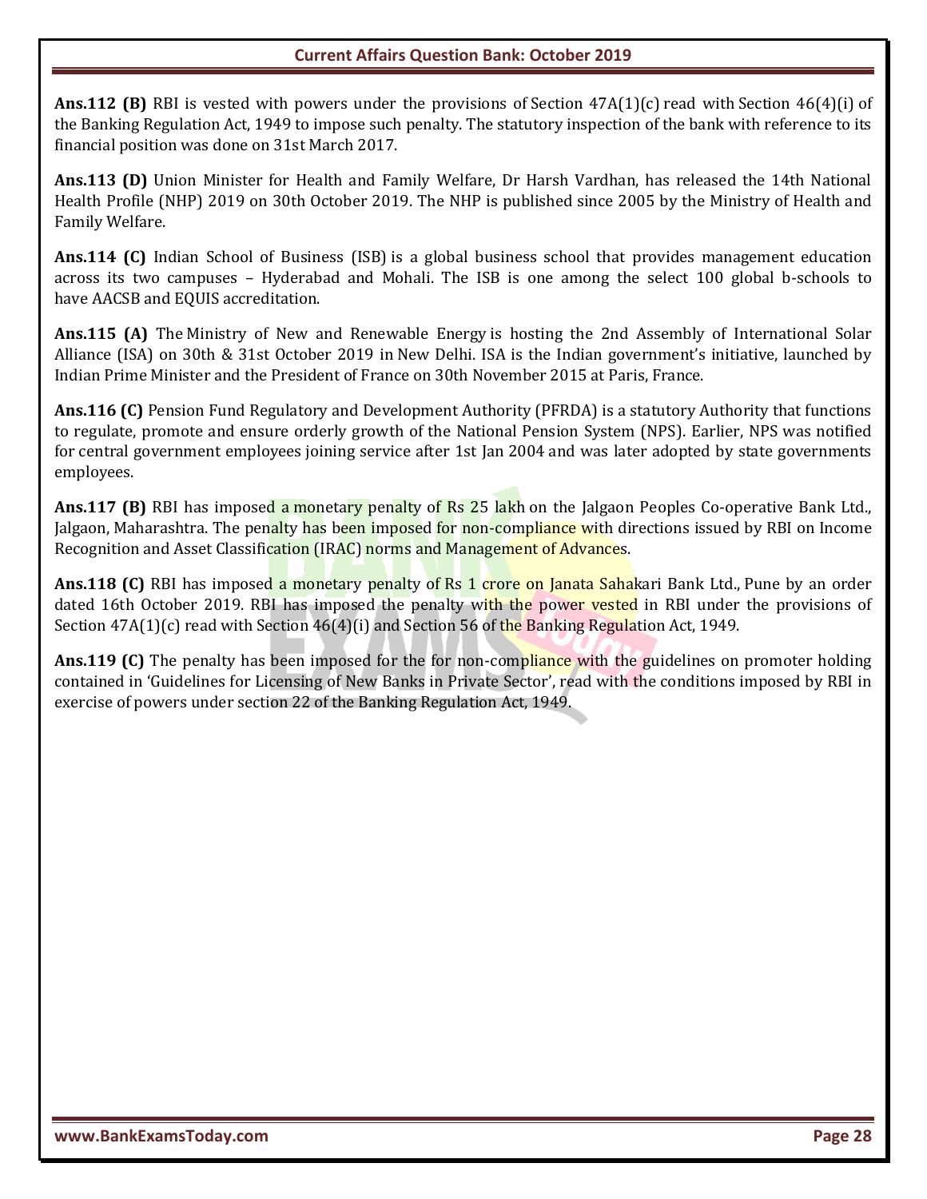**Ans.112 (B)** RBI is vested with powers under the provisions of Section 47A(1)(c) read with Section 46(4)(i) of the Banking Regulation Act, 1949 to impose such penalty. The statutory inspection of the bank with reference to its financial position was done on 31st March 2017.

**Ans.113 (D)** Union Minister for Health and Family Welfare, Dr Harsh Vardhan, has released the 14th National Health Profile (NHP) 2019 on 30th October 2019. The NHP is published since 2005 by the Ministry of Health and Family Welfare.

**Ans.114 (C)** Indian School of Business (ISB) is a global business school that provides management education across its two campuses – Hyderabad and Mohali. The ISB is one among the select 100 global b-schools to have AACSB and EQUIS accreditation.

**Ans.115 (A)** The Ministry of New and Renewable Energy is hosting the 2nd Assembly of International Solar Alliance (ISA) on 30th & 31st October 2019 in New Delhi. ISA is the Indian government's initiative, launched by Indian Prime Minister and the President of France on 30th November 2015 at Paris, France.

**Ans.116 (C)** Pension Fund Regulatory and Development Authority (PFRDA) is a statutory Authority that functions to regulate, promote and ensure orderly growth of the National Pension System (NPS). Earlier, NPS was notified for central government employees joining service after 1st Jan 2004 and was later adopted by state governments employees.

**Ans.117 (B)** RBI has imposed a monetary penalty of Rs 25 lakh on the Jalgaon Peoples Co-operative Bank Ltd., Jalgaon, Maharashtra. The penalty has been imposed for non-compliance with directions issued by RBI on Income Recognition and Asset Classification (IRAC) norms and Management of Advances.

**Ans.118 (C)** RBI has imposed a monetary penalty of Rs 1 crore on Janata Sahakari Bank Ltd., Pune by an order dated 16th October 2019. RBI has imposed the penalty with the power vested in RBI under the provisions of Section 47A(1)(c) read with Section 46(4)(i) and Section 56 of the Banking Regulation Act, 1949.

**Ans.119 (C)** The penalty has been imposed for the for non-compliance with the guidelines on promoter holding contained in 'Guidelines for Licensing of New Banks in Private Sector', read with the conditions imposed by RBI in exercise of powers under section 22 of the Banking Regulation Act, 1949.